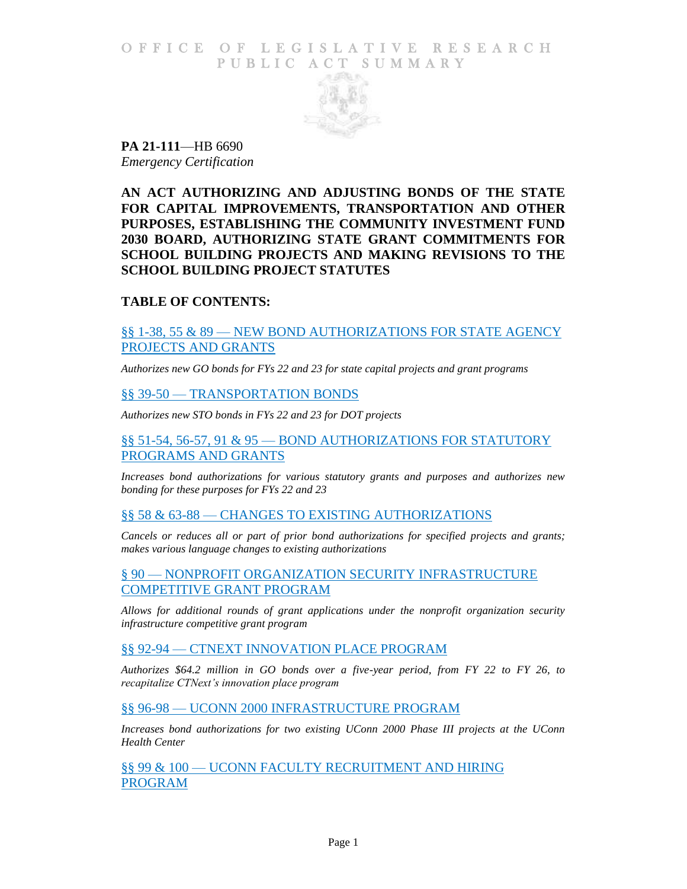OFFICE OF LEGISLATIVE RESEARCH
PUBLIC ACT SUMMARY

**PA 21-111**—HB 6690
*Emergency Certification*

**AN ACT AUTHORIZING AND ADJUSTING BONDS OF THE STATE FOR CAPITAL IMPROVEMENTS, TRANSPORTATION AND OTHER PURPOSES, ESTABLISHING THE COMMUNITY INVESTMENT FUND 2030 BOARD, AUTHORIZING STATE GRANT COMMITMENTS FOR SCHOOL BUILDING PROJECTS AND MAKING REVISIONS TO THE SCHOOL BUILDING PROJECT STATUTES**

**TABLE OF CONTENTS:**

§§ 1-38, 55 & 89 — NEW BOND AUTHORIZATIONS FOR STATE AGENCY PROJECTS AND GRANTS

*Authorizes new GO bonds for FYs 22 and 23 for state capital projects and grant programs*

§§ 39-50 — TRANSPORTATION BONDS

*Authorizes new STO bonds in FYs 22 and 23 for DOT projects*

§§ 51-54, 56-57, 91 & 95 — BOND AUTHORIZATIONS FOR STATUTORY PROGRAMS AND GRANTS

*Increases bond authorizations for various statutory grants and purposes and authorizes new bonding for these purposes for FYs 22 and 23*

§§ 58 & 63-88 — CHANGES TO EXISTING AUTHORIZATIONS

*Cancels or reduces all or part of prior bond authorizations for specified projects and grants; makes various language changes to existing authorizations*

§ 90 — NONPROFIT ORGANIZATION SECURITY INFRASTRUCTURE COMPETITIVE GRANT PROGRAM

*Allows for additional rounds of grant applications under the nonprofit organization security infrastructure competitive grant program*

§§ 92-94 — CTNEXT INNOVATION PLACE PROGRAM

*Authorizes $64.2 million in GO bonds over a five-year period, from FY 22 to FY 26, to recapitalize CTNext's innovation place program*

§§ 96-98 — UCONN 2000 INFRASTRUCTURE PROGRAM

*Increases bond authorizations for two existing UConn 2000 Phase III projects at the UConn Health Center*

§§ 99 & 100 — UCONN FACULTY RECRUITMENT AND HIRING PROGRAM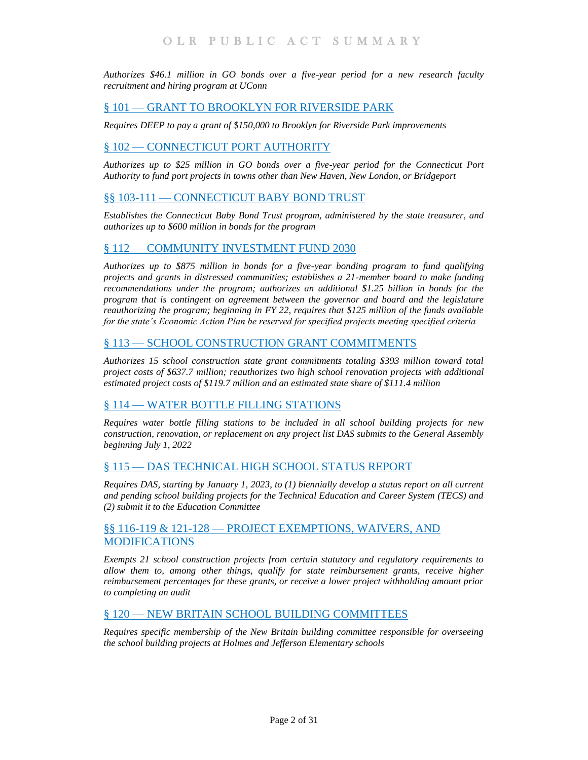*Authorizes $46.1 million in GO bonds over a five-year period for a new research faculty recruitment and hiring program at UConn*

## § 101 — GRANT TO BROOKLYN FOR RIVERSIDE PARK

*Requires DEEP to pay a grant of $150,000 to Brooklyn for Riverside Park improvements*

## § 102 — CONNECTICUT PORT AUTHORITY

*Authorizes up to $25 million in GO bonds over a five-year period for the Connecticut Port Authority to fund port projects in towns other than New Haven, New London, or Bridgeport*

## §§ 103-111 — CONNECTICUT BABY BOND TRUST

*Establishes the Connecticut Baby Bond Trust program, administered by the state treasurer, and authorizes up to $600 million in bonds for the program*

## § 112 — COMMUNITY INVESTMENT FUND 2030

*Authorizes up to $875 million in bonds for a five-year bonding program to fund qualifying projects and grants in distressed communities; establishes a 21-member board to make funding recommendations under the program; authorizes an additional $1.25 billion in bonds for the program that is contingent on agreement between the governor and board and the legislature reauthorizing the program; beginning in FY 22, requires that $125 million of the funds available for the state's Economic Action Plan be reserved for specified projects meeting specified criteria*

## § 113 — SCHOOL CONSTRUCTION GRANT COMMITMENTS

*Authorizes 15 school construction state grant commitments totaling $393 million toward total project costs of $637.7 million; reauthorizes two high school renovation projects with additional estimated project costs of $119.7 million and an estimated state share of $111.4 million*

## § 114 — WATER BOTTLE FILLING STATIONS

*Requires water bottle filling stations to be included in all school building projects for new construction, renovation, or replacement on any project list DAS submits to the General Assembly beginning July 1, 2022*

## § 115 — DAS TECHNICAL HIGH SCHOOL STATUS REPORT

*Requires DAS, starting by January 1, 2023, to (1) biennially develop a status report on all current and pending school building projects for the Technical Education and Career System (TECS) and (2) submit it to the Education Committee*

## §§ 116-119 & 121-128 — PROJECT EXEMPTIONS, WAIVERS, AND MODIFICATIONS

*Exempts 21 school construction projects from certain statutory and regulatory requirements to allow them to, among other things, qualify for state reimbursement grants, receive higher reimbursement percentages for these grants, or receive a lower project withholding amount prior to completing an audit*

## § 120 — NEW BRITAIN SCHOOL BUILDING COMMITTEES

*Requires specific membership of the New Britain building committee responsible for overseeing the school building projects at Holmes and Jefferson Elementary schools*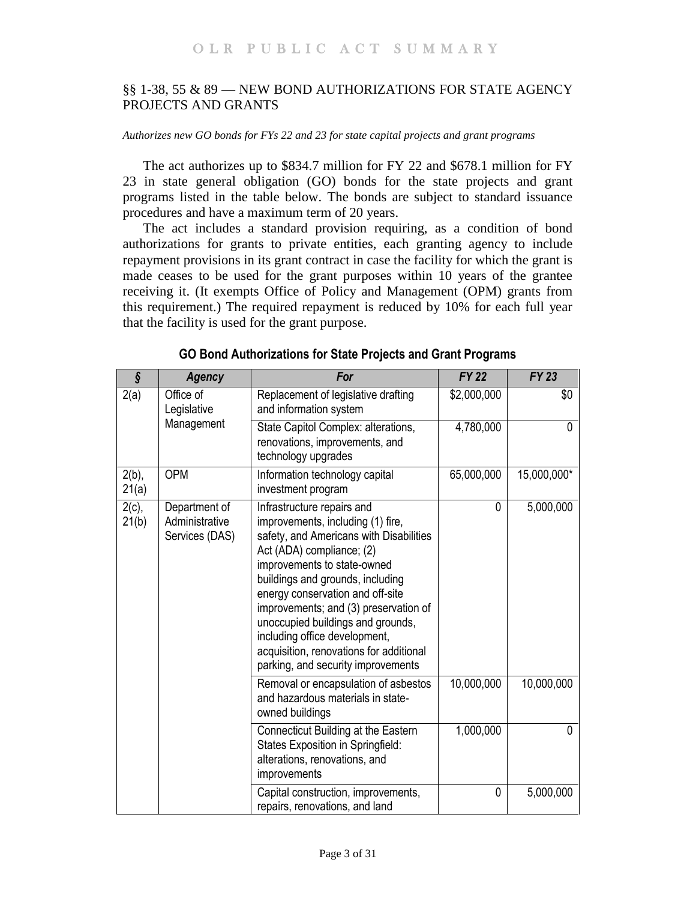## §§ 1-38, 55 & 89 — NEW BOND AUTHORIZATIONS FOR STATE AGENCY PROJECTS AND GRANTS

*Authorizes new GO bonds for FYs 22 and 23 for state capital projects and grant programs*

The act authorizes up to $834.7 million for FY 22 and $678.1 million for FY 23 in state general obligation (GO) bonds for the state projects and grant programs listed in the table below. The bonds are subject to standard issuance procedures and have a maximum term of 20 years.

The act includes a standard provision requiring, as a condition of bond authorizations for grants to private entities, each granting agency to include repayment provisions in its grant contract in case the facility for which the grant is made ceases to be used for the grant purposes within 10 years of the grantee receiving it. (It exempts Office of Policy and Management (OPM) grants from this requirement.) The required repayment is reduced by 10% for each full year that the facility is used for the grant purpose.

**GO Bond Authorizations for State Projects and Grant Programs**

| § | Agency | For | FY 22 | FY 23 |
|---|---|---|---|---|
| 2(a) | Office of Legislative Management | Replacement of legislative drafting and information system | $2,000,000 | $0 |
| | | State Capitol Complex: alterations, renovations, improvements, and technology upgrades | 4,780,000 | 0 |
| 2(b), 21(a) | OPM | Information technology capital investment program | 65,000,000 | 15,000,000* |
| 2(c), 21(b) | Department of Administrative Services (DAS) | Infrastructure repairs and improvements, including (1) fire, safety, and Americans with Disabilities Act (ADA) compliance; (2) improvements to state-owned buildings and grounds, including energy conservation and off-site improvements; and (3) preservation of unoccupied buildings and grounds, including office development, acquisition, renovations for additional parking, and security improvements | 0 | 5,000,000 |
| | | Removal or encapsulation of asbestos and hazardous materials in state-owned buildings | 10,000,000 | 10,000,000 |
| | | Connecticut Building at the Eastern States Exposition in Springfield: alterations, renovations, and improvements | 1,000,000 | 0 |
| | | Capital construction, improvements, repairs, renovations, and land | 0 | 5,000,000 |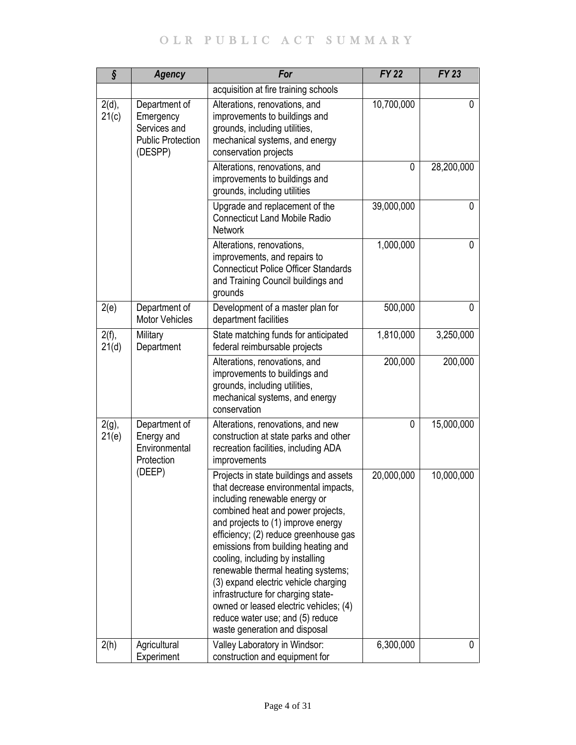| § | Agency | For | FY 22 | FY 23 |
|---|---|---|---|---|
| | | acquisition at fire training schools | | |
| 2(d), 21(c) | Department of Emergency Services and Public Protection (DESPP) | Alterations, renovations, and improvements to buildings and grounds, including utilities, mechanical systems, and energy conservation projects | 10,700,000 | 0 |
| | | Alterations, renovations, and improvements to buildings and grounds, including utilities | 0 | 28,200,000 |
| | | Upgrade and replacement of the Connecticut Land Mobile Radio Network | 39,000,000 | 0 |
| | | Alterations, renovations, improvements, and repairs to Connecticut Police Officer Standards and Training Council buildings and grounds | 1,000,000 | 0 |
| 2(e) | Department of Motor Vehicles | Development of a master plan for department facilities | 500,000 | 0 |
| 2(f), 21(d) | Military Department | State matching funds for anticipated federal reimbursable projects | 1,810,000 | 3,250,000 |
| | | Alterations, renovations, and improvements to buildings and grounds, including utilities, mechanical systems, and energy conservation | 200,000 | 200,000 |
| 2(g), 21(e) | Department of Energy and Environmental Protection (DEEP) | Alterations, renovations, and new construction at state parks and other recreation facilities, including ADA improvements | 0 | 15,000,000 |
| | | Projects in state buildings and assets that decrease environmental impacts, including renewable energy or combined heat and power projects, and projects to (1) improve energy efficiency; (2) reduce greenhouse gas emissions from building heating and cooling, including by installing renewable thermal heating systems; (3) expand electric vehicle charging infrastructure for charging state-owned or leased electric vehicles; (4) reduce water use; and (5) reduce waste generation and disposal | 20,000,000 | 10,000,000 |
| 2(h) | Agricultural Experiment | Valley Laboratory in Windsor: construction and equipment for | 6,300,000 | 0 |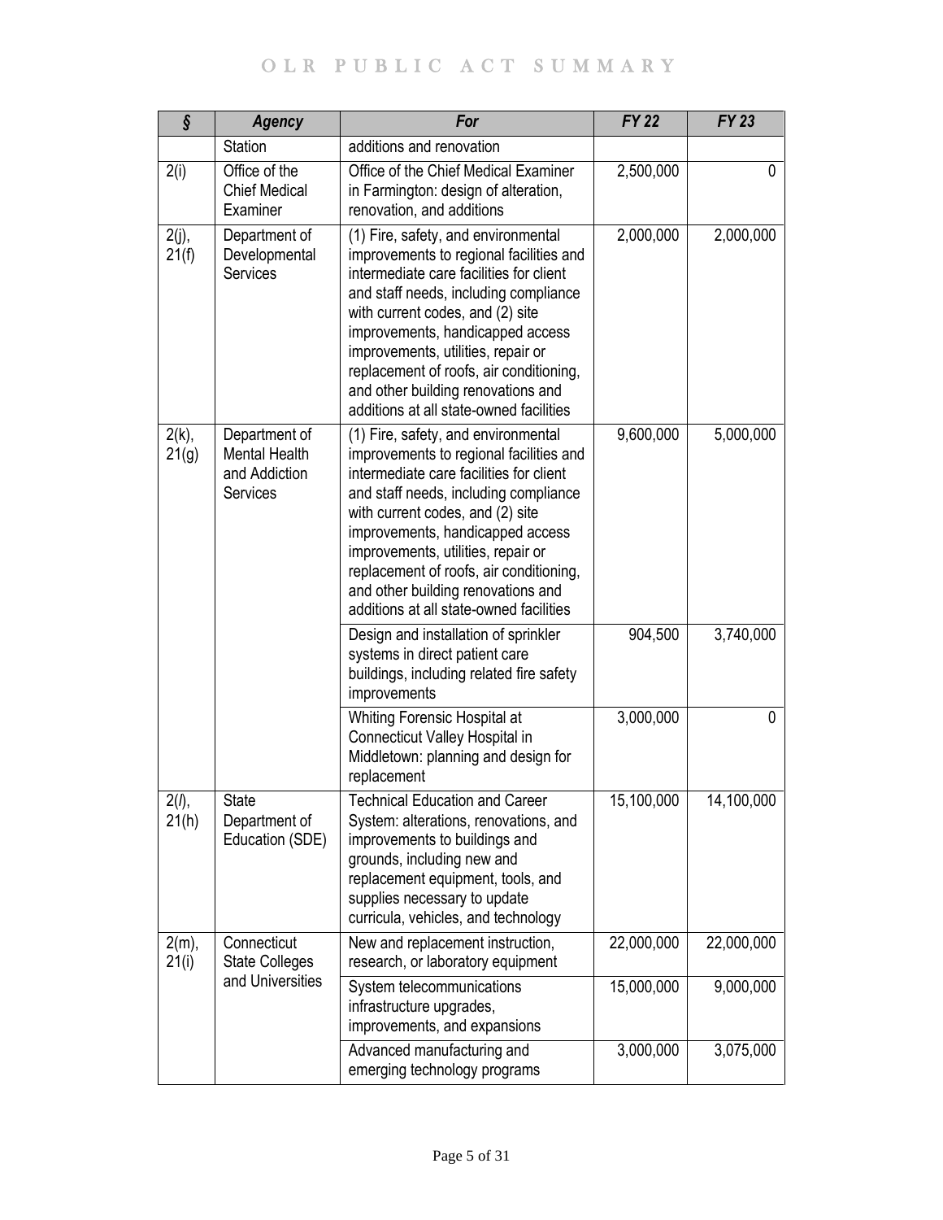| § | Agency | For | FY 22 | FY 23 |
|---|---|---|---|---|
| | Station | additions and renovation | | |
| 2(i) | Office of the Chief Medical Examiner | Office of the Chief Medical Examiner in Farmington: design of alteration, renovation, and additions | 2,500,000 | 0 |
| 2(j), 21(f) | Department of Developmental Services | (1) Fire, safety, and environmental improvements to regional facilities and intermediate care facilities for client and staff needs, including compliance with current codes, and (2) site improvements, handicapped access improvements, utilities, repair or replacement of roofs, air conditioning, and other building renovations and additions at all state-owned facilities | 2,000,000 | 2,000,000 |
| 2(k), 21(g) | Department of Mental Health and Addiction Services | (1) Fire, safety, and environmental improvements to regional facilities and intermediate care facilities for client and staff needs, including compliance with current codes, and (2) site improvements, handicapped access improvements, utilities, repair or replacement of roofs, air conditioning, and other building renovations and additions at all state-owned facilities | 9,600,000 | 5,000,000 |
| | | Design and installation of sprinkler systems in direct patient care buildings, including related fire safety improvements | 904,500 | 3,740,000 |
| | | Whiting Forensic Hospital at Connecticut Valley Hospital in Middletown: planning and design for replacement | 3,000,000 | 0 |
| 2(*l*), 21(h) | State Department of Education (SDE) | Technical Education and Career System: alterations, renovations, and improvements to buildings and grounds, including new and replacement equipment, tools, and supplies necessary to update curricula, vehicles, and technology | 15,100,000 | 14,100,000 |
| 2(m), 21(i) | Connecticut State Colleges and Universities | New and replacement instruction, research, or laboratory equipment | 22,000,000 | 22,000,000 |
| | | System telecommunications infrastructure upgrades, improvements, and expansions | 15,000,000 | 9,000,000 |
| | | Advanced manufacturing and emerging technology programs | 3,000,000 | 3,075,000 |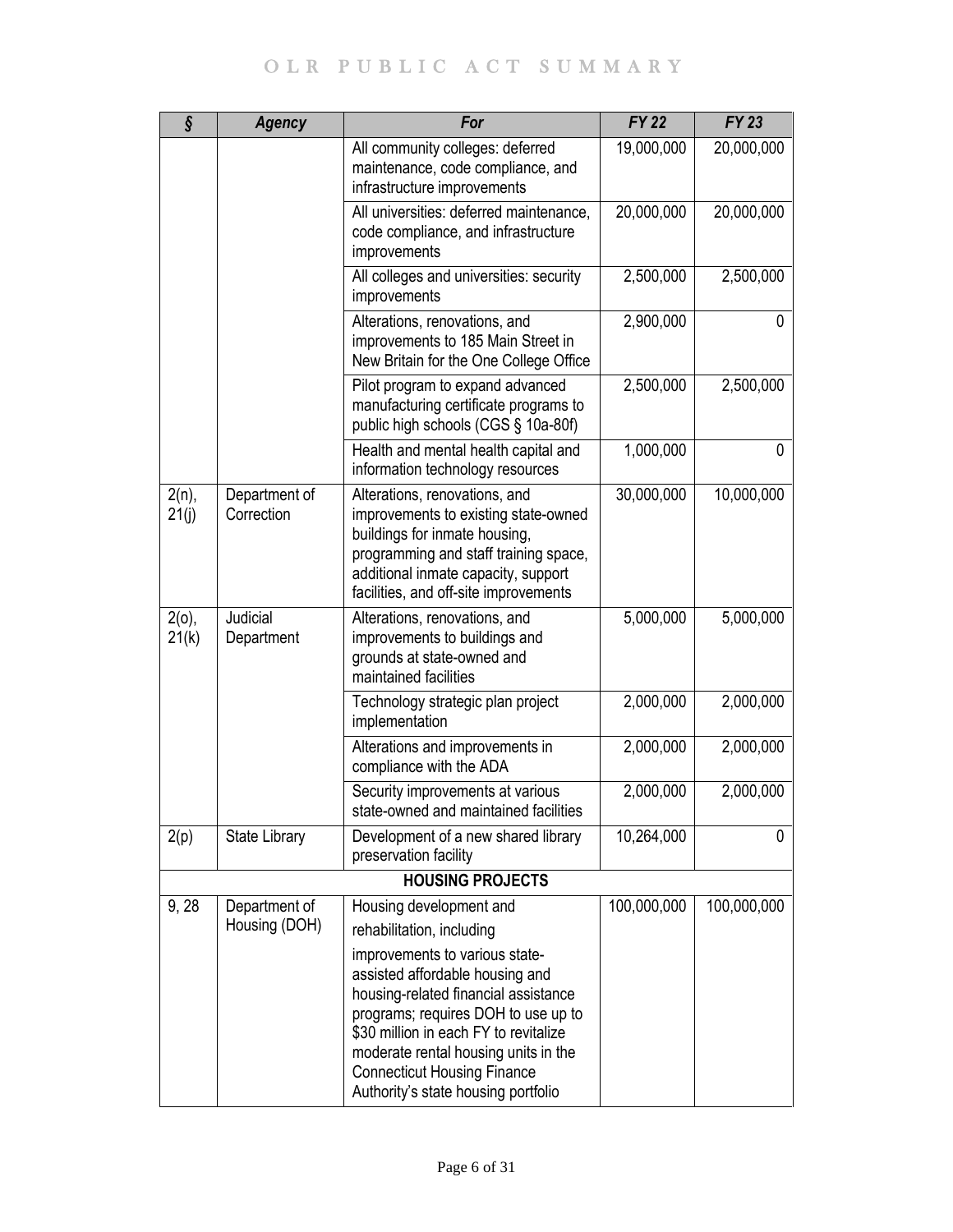| § | Agency | For | FY 22 | FY 23 |
|---|---|---|---|---|
| | | All community colleges: deferred maintenance, code compliance, and infrastructure improvements | 19,000,000 | 20,000,000 |
| | | All universities: deferred maintenance, code compliance, and infrastructure improvements | 20,000,000 | 20,000,000 |
| | | All colleges and universities: security improvements | 2,500,000 | 2,500,000 |
| | | Alterations, renovations, and improvements to 185 Main Street in New Britain for the One College Office | 2,900,000 | 0 |
| | | Pilot program to expand advanced manufacturing certificate programs to public high schools (CGS § 10a-80f) | 2,500,000 | 2,500,000 |
| | | Health and mental health capital and information technology resources | 1,000,000 | 0 |
| 2(n), 21(j) | Department of Correction | Alterations, renovations, and improvements to existing state-owned buildings for inmate housing, programming and staff training space, additional inmate capacity, support facilities, and off-site improvements | 30,000,000 | 10,000,000 |
| 2(o), 21(k) | Judicial Department | Alterations, renovations, and improvements to buildings and grounds at state-owned and maintained facilities | 5,000,000 | 5,000,000 |
| | | Technology strategic plan project implementation | 2,000,000 | 2,000,000 |
| | | Alterations and improvements in compliance with the ADA | 2,000,000 | 2,000,000 |
| | | Security improvements at various state-owned and maintained facilities | 2,000,000 | 2,000,000 |
| 2(p) | State Library | Development of a new shared library preservation facility | 10,264,000 | 0 |
| | | **HOUSING PROJECTS** | | |
| 9, 28 | Department of Housing (DOH) | Housing development and rehabilitation, including improvements to various state-assisted affordable housing and housing-related financial assistance programs; requires DOH to use up to $30 million in each FY to revitalize moderate rental housing units in the Connecticut Housing Finance Authority's state housing portfolio | 100,000,000 | 100,000,000 |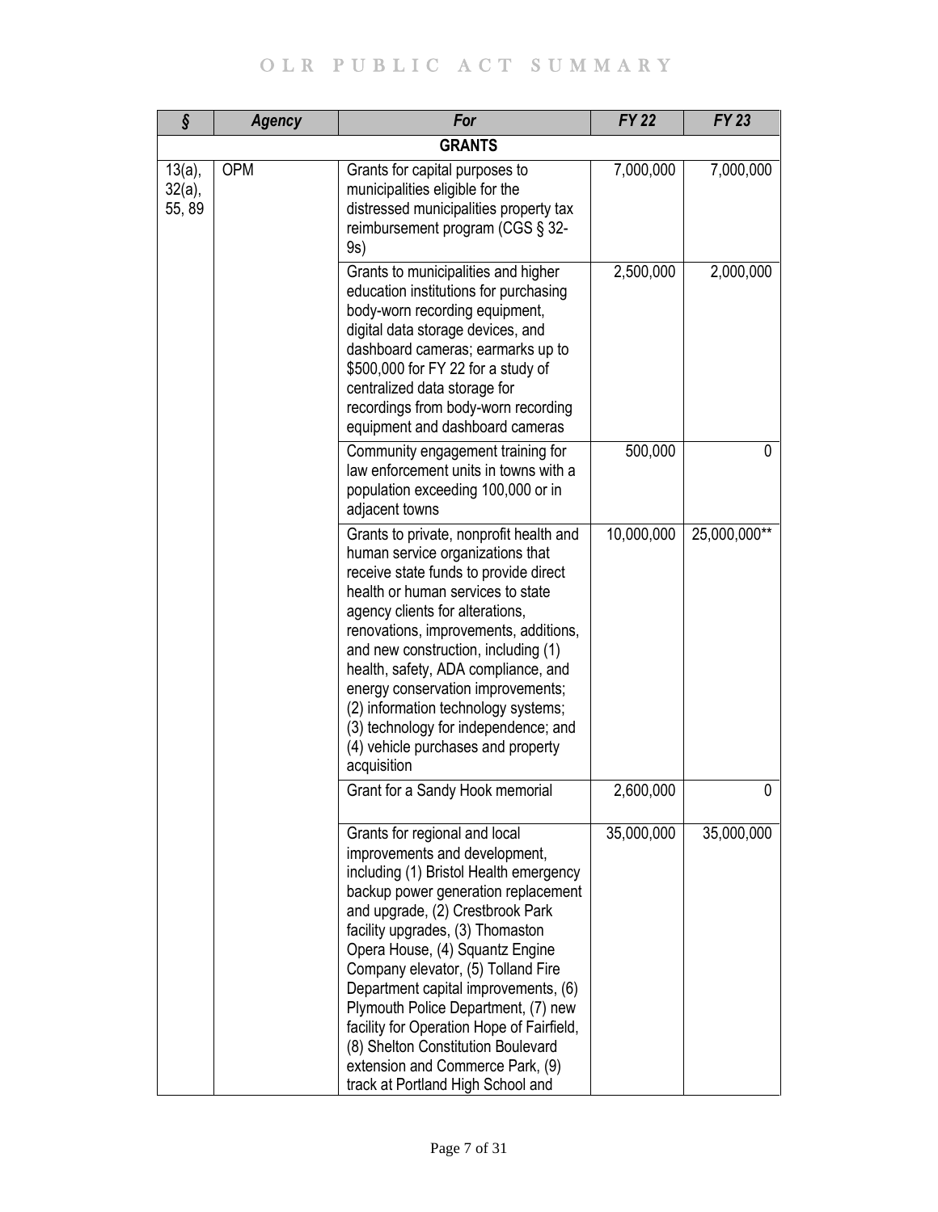| § | Agency | For | FY 22 | FY 23 |
|---|---|---|---|---|
| **GRANTS** | | | | |
| 13(a), 32(a), 55, 89 | OPM | Grants for capital purposes to municipalities eligible for the distressed municipalities property tax reimbursement program (CGS § 32-9s) | 7,000,000 | 7,000,000 |
| | | Grants to municipalities and higher education institutions for purchasing body-worn recording equipment, digital data storage devices, and dashboard cameras; earmarks up to $500,000 for FY 22 for a study of centralized data storage for recordings from body-worn recording equipment and dashboard cameras | 2,500,000 | 2,000,000 |
| | | Community engagement training for law enforcement units in towns with a population exceeding 100,000 or in adjacent towns | 500,000 | 0 |
| | | Grants to private, nonprofit health and human service organizations that receive state funds to provide direct health or human services to state agency clients for alterations, renovations, improvements, additions, and new construction, including (1) health, safety, ADA compliance, and energy conservation improvements; (2) information technology systems; (3) technology for independence; and (4) vehicle purchases and property acquisition | 10,000,000 | 25,000,000** |
| | | Grant for a Sandy Hook memorial | 2,600,000 | 0 |
| | | Grants for regional and local improvements and development, including (1) Bristol Health emergency backup power generation replacement and upgrade, (2) Crestbrook Park facility upgrades, (3) Thomaston Opera House, (4) Squantz Engine Company elevator, (5) Tolland Fire Department capital improvements, (6) Plymouth Police Department, (7) new facility for Operation Hope of Fairfield, (8) Shelton Constitution Boulevard extension and Commerce Park, (9) track at Portland High School and | 35,000,000 | 35,000,000 |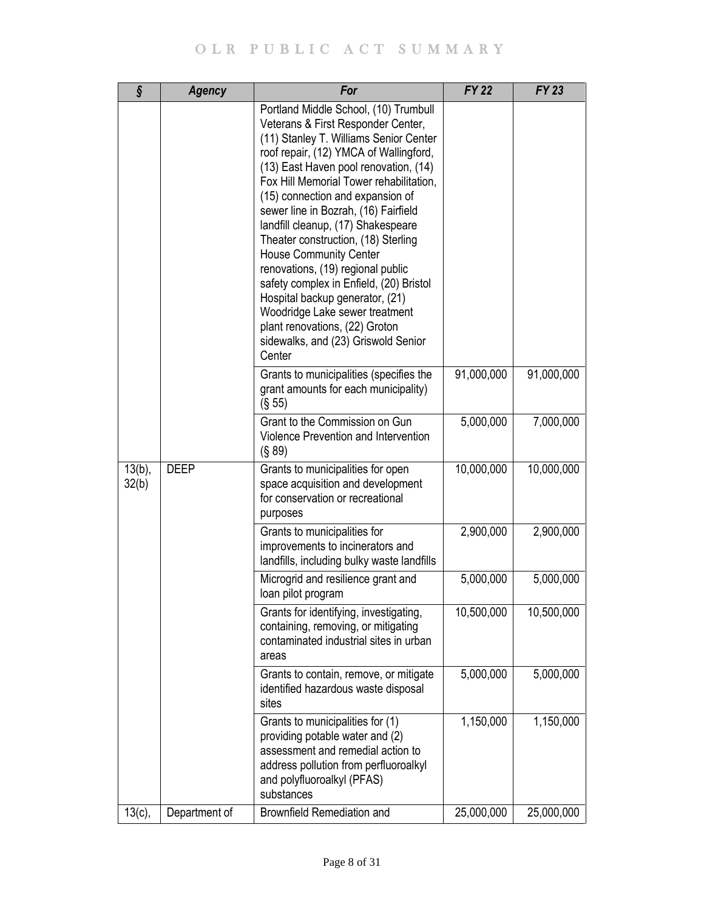| § | Agency | For | FY 22 | FY 23 |
|---|---|---|---|---|
| | | Portland Middle School, (10) Trumbull Veterans & First Responder Center, (11) Stanley T. Williams Senior Center roof repair, (12) YMCA of Wallingford, (13) East Haven pool renovation, (14) Fox Hill Memorial Tower rehabilitation, (15) connection and expansion of sewer line in Bozrah, (16) Fairfield landfill cleanup, (17) Shakespeare Theater construction, (18) Sterling House Community Center renovations, (19) regional public safety complex in Enfield, (20) Bristol Hospital backup generator, (21) Woodridge Lake sewer treatment plant renovations, (22) Groton sidewalks, and (23) Griswold Senior Center | | |
| | | Grants to municipalities (specifies the grant amounts for each municipality) (§ 55) | 91,000,000 | 91,000,000 |
| | | Grant to the Commission on Gun Violence Prevention and Intervention (§ 89) | 5,000,000 | 7,000,000 |
| 13(b), 32(b) | DEEP | Grants to municipalities for open space acquisition and development for conservation or recreational purposes | 10,000,000 | 10,000,000 |
| | | Grants to municipalities for improvements to incinerators and landfills, including bulky waste landfills | 2,900,000 | 2,900,000 |
| | | Microgrid and resilience grant and loan pilot program | 5,000,000 | 5,000,000 |
| | | Grants for identifying, investigating, containing, removing, or mitigating contaminated industrial sites in urban areas | 10,500,000 | 10,500,000 |
| | | Grants to contain, remove, or mitigate identified hazardous waste disposal sites | 5,000,000 | 5,000,000 |
| | | Grants to municipalities for (1) providing potable water and (2) assessment and remedial action to address pollution from perfluoroalkyl and polyfluoroalkyl (PFAS) substances | 1,150,000 | 1,150,000 |
| 13(c), | Department of | Brownfield Remediation and | 25,000,000 | 25,000,000 |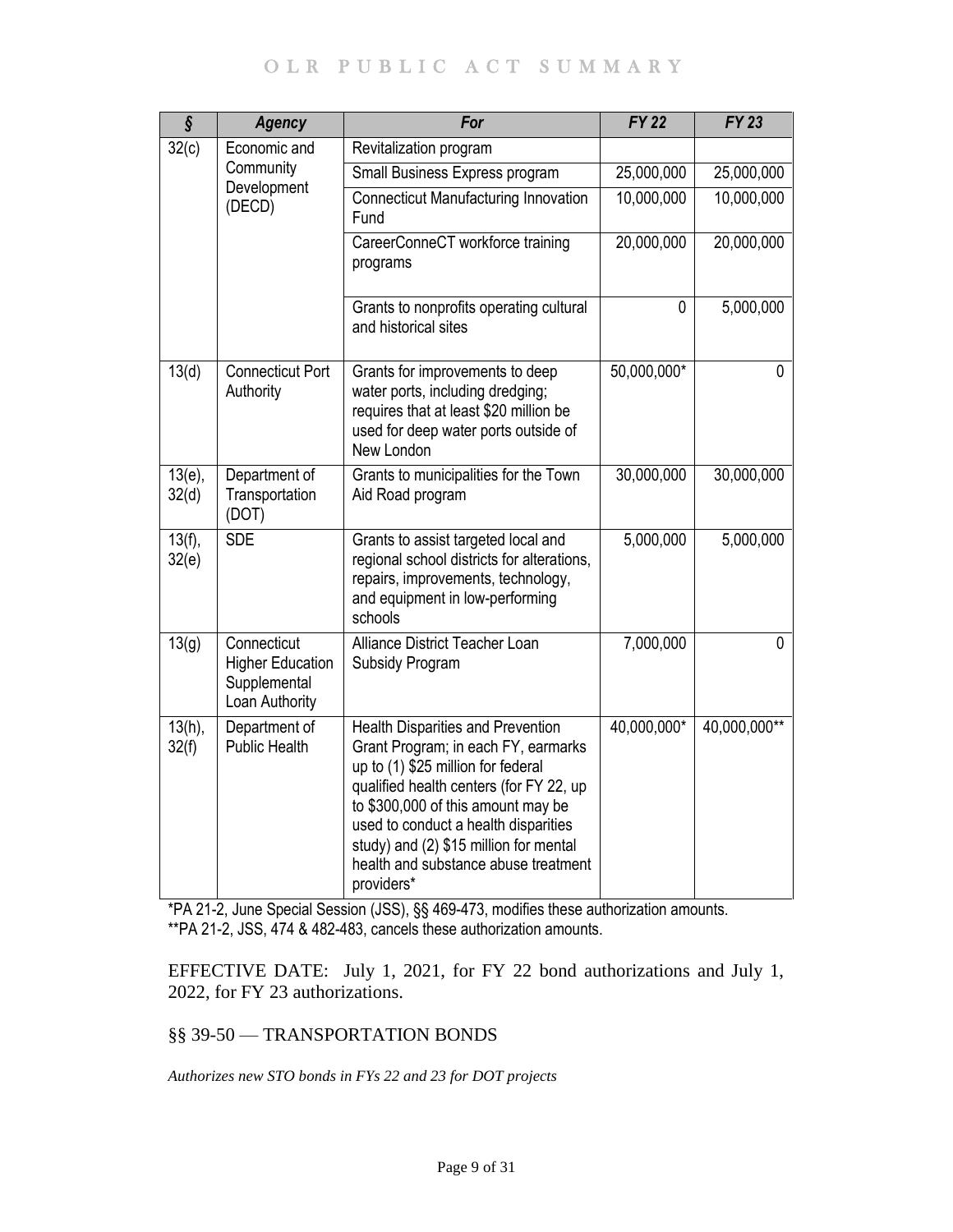| § | Agency | For | FY 22 | FY 23 |
|---|---|---|---|---|
| 32(c) | Economic and Community Development (DECD) | Revitalization program | | |
| | | Small Business Express program | 25,000,000 | 25,000,000 |
| | | Connecticut Manufacturing Innovation Fund | 10,000,000 | 10,000,000 |
| | | CareerConneCT workforce training programs | 20,000,000 | 20,000,000 |
| | | Grants to nonprofits operating cultural and historical sites | 0 | 5,000,000 |
| 13(d) | Connecticut Port Authority | Grants for improvements to deep water ports, including dredging; requires that at least $20 million be used for deep water ports outside of New London | 50,000,000* | 0 |
| 13(e), 32(d) | Department of Transportation (DOT) | Grants to municipalities for the Town Aid Road program | 30,000,000 | 30,000,000 |
| 13(f), 32(e) | SDE | Grants to assist targeted local and regional school districts for alterations, repairs, improvements, technology, and equipment in low-performing schools | 5,000,000 | 5,000,000 |
| 13(g) | Connecticut Higher Education Supplemental Loan Authority | Alliance District Teacher Loan Subsidy Program | 7,000,000 | 0 |
| 13(h), 32(f) | Department of Public Health | Health Disparities and Prevention Grant Program; in each FY, earmarks up to (1) $25 million for federal qualified health centers (for FY 22, up to $300,000 of this amount may be used to conduct a health disparities study) and (2) $15 million for mental health and substance abuse treatment providers* | 40,000,000* | 40,000,000** |

*PA 21-2, June Special Session (JSS), §§ 469-473, modifies these authorization amounts.
**PA 21-2, JSS, 474 & 482-483, cancels these authorization amounts.

EFFECTIVE DATE: July 1, 2021, for FY 22 bond authorizations and July 1, 2022, for FY 23 authorizations.

## §§ 39-50 — TRANSPORTATION BONDS

*Authorizes new STO bonds in FYs 22 and 23 for DOT projects*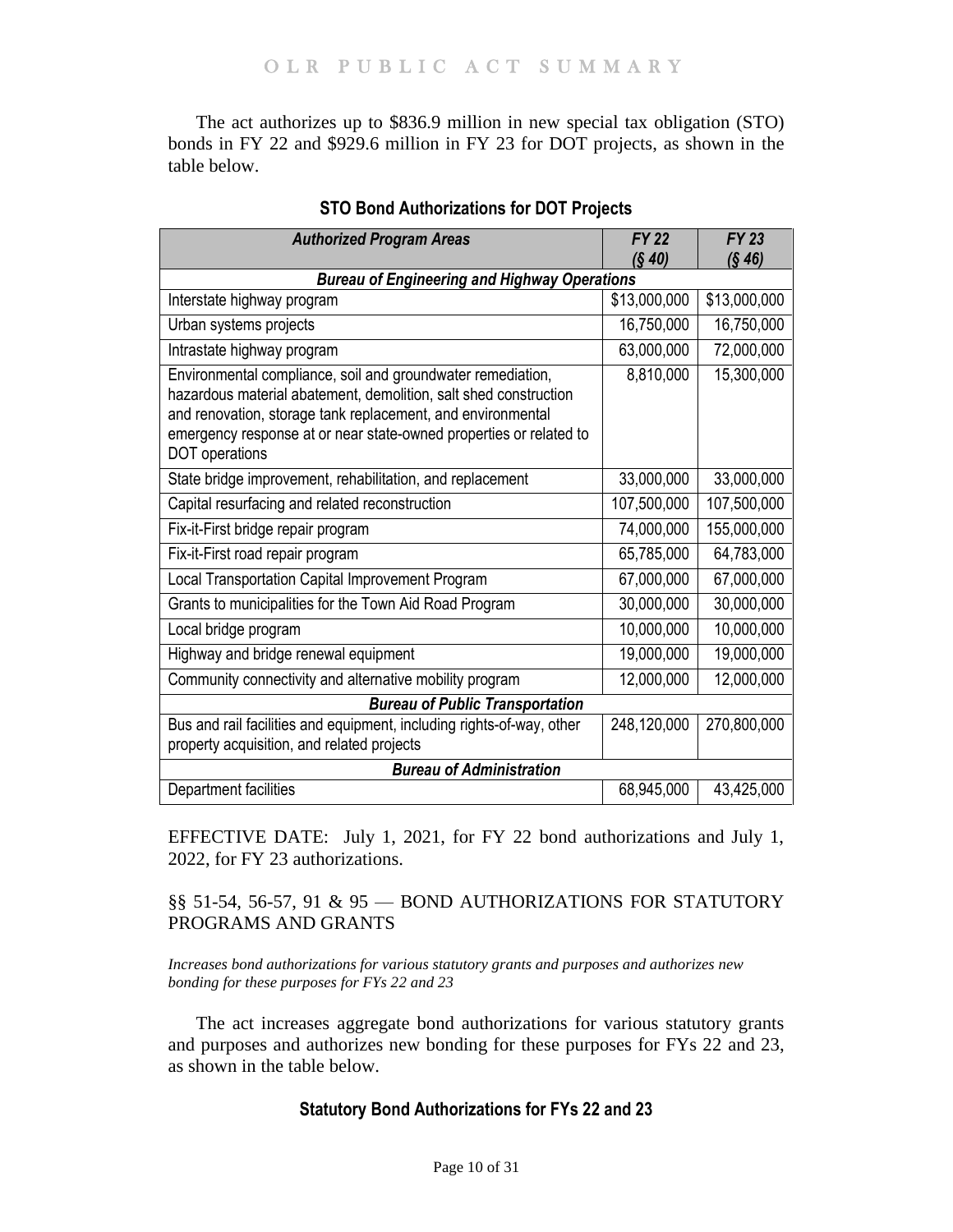The act authorizes up to $836.9 million in new special tax obligation (STO) bonds in FY 22 and $929.6 million in FY 23 for DOT projects, as shown in the table below.

**STO Bond Authorizations for DOT Projects**

| *Authorized Program Areas* | *FY 22 (§ 40)* | *FY 23 (§ 46)* |
|---|---|---|
| ***Bureau of Engineering and Highway Operations*** | | |
| Interstate highway program | $13,000,000 | $13,000,000 |
| Urban systems projects | 16,750,000 | 16,750,000 |
| Intrastate highway program | 63,000,000 | 72,000,000 |
| Environmental compliance, soil and groundwater remediation, hazardous material abatement, demolition, salt shed construction and renovation, storage tank replacement, and environmental emergency response at or near state-owned properties or related to DOT operations | 8,810,000 | 15,300,000 |
| State bridge improvement, rehabilitation, and replacement | 33,000,000 | 33,000,000 |
| Capital resurfacing and related reconstruction | 107,500,000 | 107,500,000 |
| Fix-it-First bridge repair program | 74,000,000 | 155,000,000 |
| Fix-it-First road repair program | 65,785,000 | 64,783,000 |
| Local Transportation Capital Improvement Program | 67,000,000 | 67,000,000 |
| Grants to municipalities for the Town Aid Road Program | 30,000,000 | 30,000,000 |
| Local bridge program | 10,000,000 | 10,000,000 |
| Highway and bridge renewal equipment | 19,000,000 | 19,000,000 |
| Community connectivity and alternative mobility program | 12,000,000 | 12,000,000 |
| ***Bureau of Public Transportation*** | | |
| Bus and rail facilities and equipment, including rights-of-way, other property acquisition, and related projects | 248,120,000 | 270,800,000 |
| ***Bureau of Administration*** | | |
| Department facilities | 68,945,000 | 43,425,000 |

EFFECTIVE DATE: July 1, 2021, for FY 22 bond authorizations and July 1, 2022, for FY 23 authorizations.

## §§ 51-54, 56-57, 91 & 95 — BOND AUTHORIZATIONS FOR STATUTORY PROGRAMS AND GRANTS

*Increases bond authorizations for various statutory grants and purposes and authorizes new bonding for these purposes for FYs 22 and 23*

The act increases aggregate bond authorizations for various statutory grants and purposes and authorizes new bonding for these purposes for FYs 22 and 23, as shown in the table below.

**Statutory Bond Authorizations for FYs 22 and 23**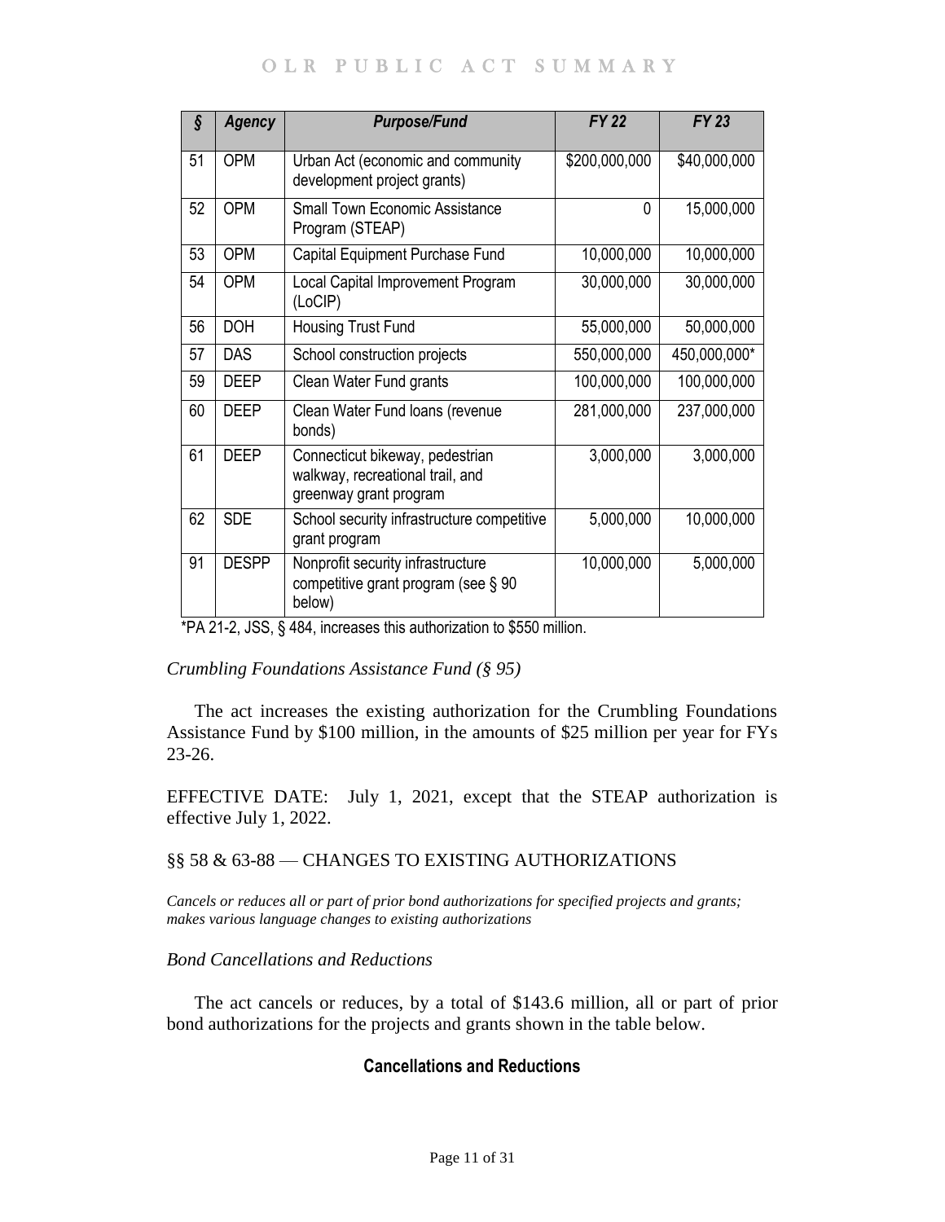| § | Agency | Purpose/Fund | FY 22 | FY 23 |
|---|---|---|---|---|
| 51 | OPM | Urban Act (economic and community development project grants) | $200,000,000 | $40,000,000 |
| 52 | OPM | Small Town Economic Assistance Program (STEAP) | 0 | 15,000,000 |
| 53 | OPM | Capital Equipment Purchase Fund | 10,000,000 | 10,000,000 |
| 54 | OPM | Local Capital Improvement Program (LoCIP) | 30,000,000 | 30,000,000 |
| 56 | DOH | Housing Trust Fund | 55,000,000 | 50,000,000 |
| 57 | DAS | School construction projects | 550,000,000 | 450,000,000* |
| 59 | DEEP | Clean Water Fund grants | 100,000,000 | 100,000,000 |
| 60 | DEEP | Clean Water Fund loans (revenue bonds) | 281,000,000 | 237,000,000 |
| 61 | DEEP | Connecticut bikeway, pedestrian walkway, recreational trail, and greenway grant program | 3,000,000 | 3,000,000 |
| 62 | SDE | School security infrastructure competitive grant program | 5,000,000 | 10,000,000 |
| 91 | DESPP | Nonprofit security infrastructure competitive grant program (see § 90 below) | 10,000,000 | 5,000,000 |

*PA 21-2, JSS, § 484, increases this authorization to $550 million.

*Crumbling Foundations Assistance Fund (§ 95)*

The act increases the existing authorization for the Crumbling Foundations Assistance Fund by $100 million, in the amounts of $25 million per year for FYs 23-26.

EFFECTIVE DATE: July 1, 2021, except that the STEAP authorization is effective July 1, 2022.

## §§ 58 & 63-88 — CHANGES TO EXISTING AUTHORIZATIONS

*Cancels or reduces all or part of prior bond authorizations for specified projects and grants; makes various language changes to existing authorizations*

*Bond Cancellations and Reductions*

The act cancels or reduces, by a total of $143.6 million, all or part of prior bond authorizations for the projects and grants shown in the table below.

**Cancellations and Reductions**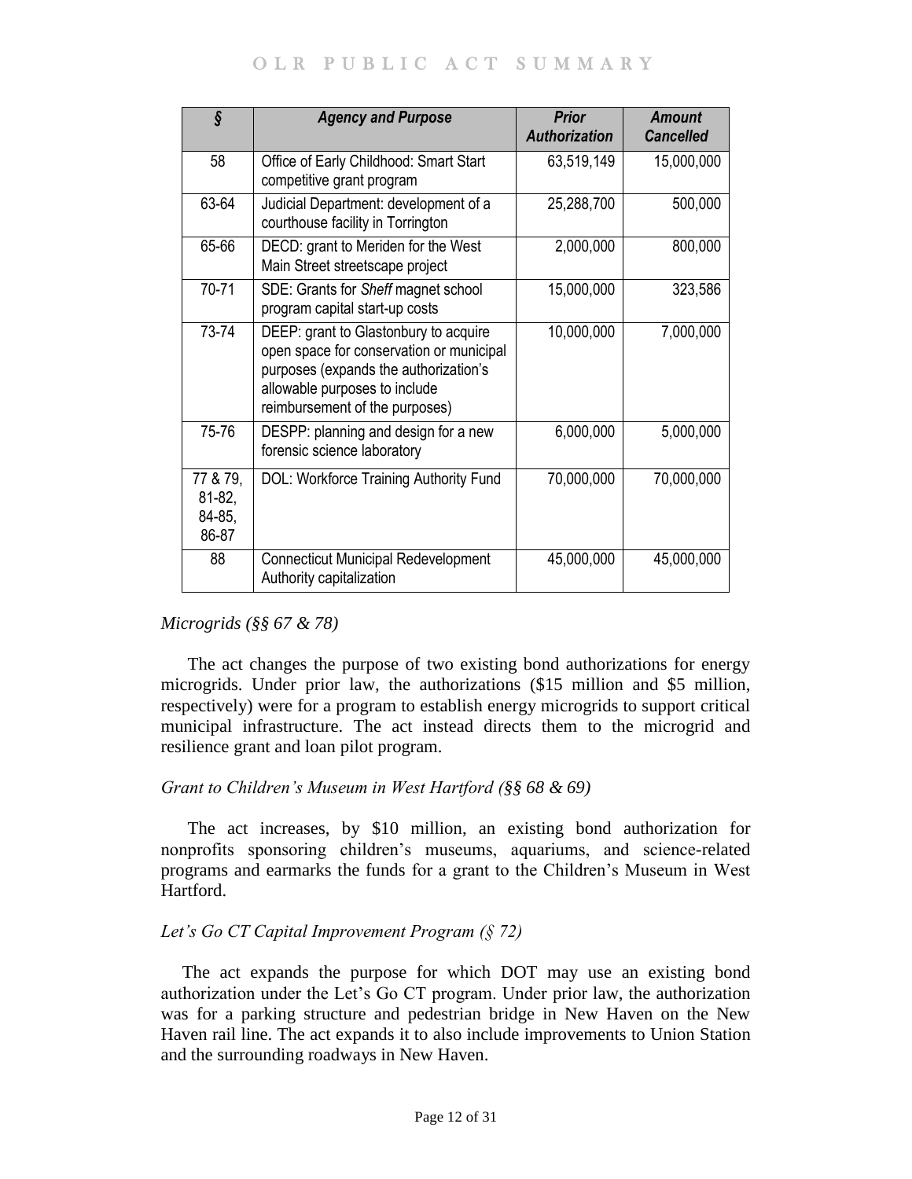| § | Agency and Purpose | Prior Authorization | Amount Cancelled |
|---|---|---|---|
| 58 | Office of Early Childhood: Smart Start competitive grant program | 63,519,149 | 15,000,000 |
| 63-64 | Judicial Department: development of a courthouse facility in Torrington | 25,288,700 | 500,000 |
| 65-66 | DECD: grant to Meriden for the West Main Street streetscape project | 2,000,000 | 800,000 |
| 70-71 | SDE: Grants for *Sheff* magnet school program capital start-up costs | 15,000,000 | 323,586 |
| 73-74 | DEEP: grant to Glastonbury to acquire open space for conservation or municipal purposes (expands the authorization's allowable purposes to include reimbursement of the purposes) | 10,000,000 | 7,000,000 |
| 75-76 | DESPP: planning and design for a new forensic science laboratory | 6,000,000 | 5,000,000 |
| 77 & 79, 81-82, 84-85, 86-87 | DOL: Workforce Training Authority Fund | 70,000,000 | 70,000,000 |
| 88 | Connecticut Municipal Redevelopment Authority capitalization | 45,000,000 | 45,000,000 |

*Microgrids (§§ 67 & 78)*

The act changes the purpose of two existing bond authorizations for energy microgrids. Under prior law, the authorizations ($15 million and $5 million, respectively) were for a program to establish energy microgrids to support critical municipal infrastructure. The act instead directs them to the microgrid and resilience grant and loan pilot program.

*Grant to Children's Museum in West Hartford (§§ 68 & 69)*

The act increases, by $10 million, an existing bond authorization for nonprofits sponsoring children's museums, aquariums, and science-related programs and earmarks the funds for a grant to the Children's Museum in West Hartford.

*Let's Go CT Capital Improvement Program (§ 72)*

The act expands the purpose for which DOT may use an existing bond authorization under the Let's Go CT program. Under prior law, the authorization was for a parking structure and pedestrian bridge in New Haven on the New Haven rail line. The act expands it to also include improvements to Union Station and the surrounding roadways in New Haven.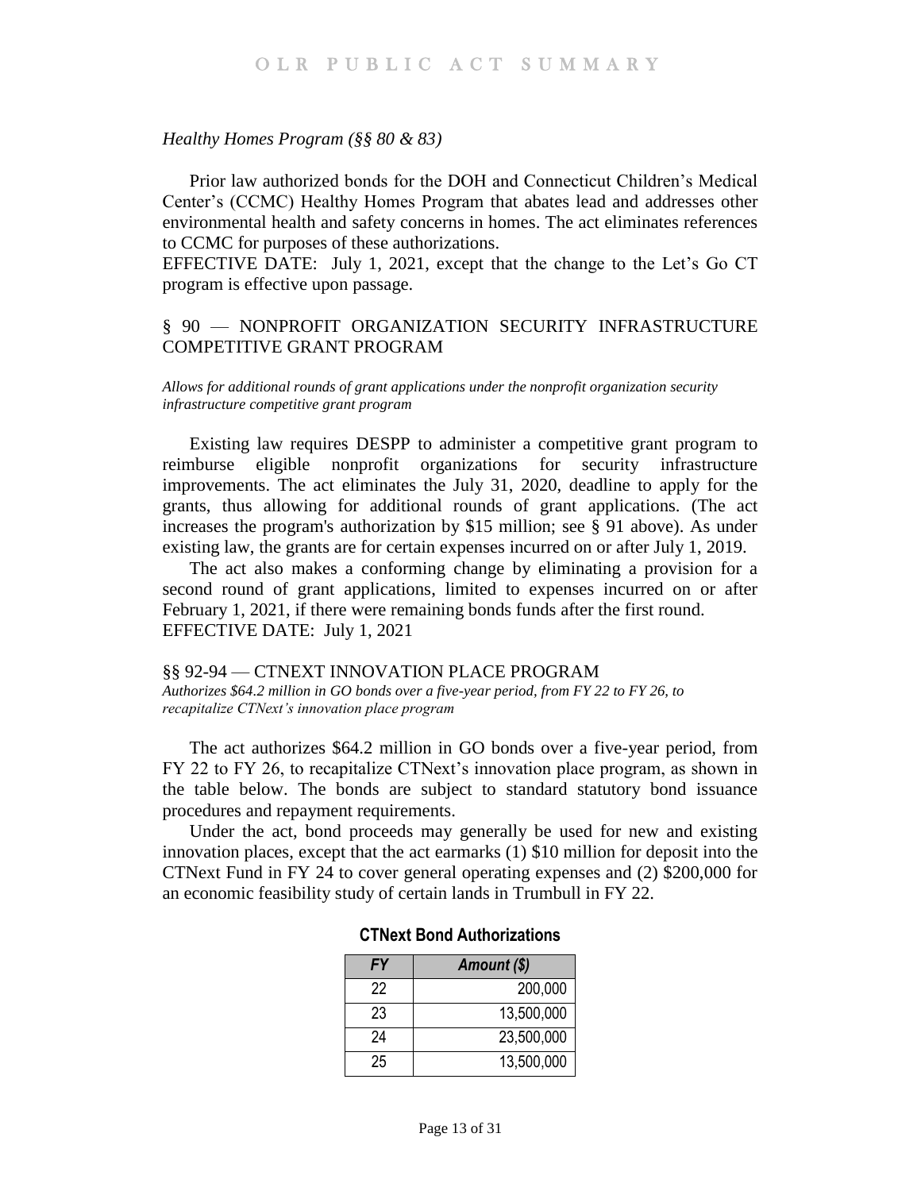*Healthy Homes Program (§§ 80 & 83)*

Prior law authorized bonds for the DOH and Connecticut Children's Medical Center's (CCMC) Healthy Homes Program that abates lead and addresses other environmental health and safety concerns in homes. The act eliminates references to CCMC for purposes of these authorizations.

EFFECTIVE DATE: July 1, 2021, except that the change to the Let's Go CT program is effective upon passage.

## § 90 — NONPROFIT ORGANIZATION SECURITY INFRASTRUCTURE COMPETITIVE GRANT PROGRAM

*Allows for additional rounds of grant applications under the nonprofit organization security infrastructure competitive grant program*

Existing law requires DESPP to administer a competitive grant program to reimburse eligible nonprofit organizations for security infrastructure improvements. The act eliminates the July 31, 2020, deadline to apply for the grants, thus allowing for additional rounds of grant applications. (The act increases the program's authorization by $15 million; see § 91 above). As under existing law, the grants are for certain expenses incurred on or after July 1, 2019.

The act also makes a conforming change by eliminating a provision for a second round of grant applications, limited to expenses incurred on or after February 1, 2021, if there were remaining bonds funds after the first round.

EFFECTIVE DATE: July 1, 2021

## §§ 92-94 — CTNEXT INNOVATION PLACE PROGRAM

*Authorizes $64.2 million in GO bonds over a five-year period, from FY 22 to FY 26, to recapitalize CTNext's innovation place program*

The act authorizes $64.2 million in GO bonds over a five-year period, from FY 22 to FY 26, to recapitalize CTNext's innovation place program, as shown in the table below. The bonds are subject to standard statutory bond issuance procedures and repayment requirements.

Under the act, bond proceeds may generally be used for new and existing innovation places, except that the act earmarks (1) $10 million for deposit into the CTNext Fund in FY 24 to cover general operating expenses and (2) $200,000 for an economic feasibility study of certain lands in Trumbull in FY 22.

**CTNext Bond Authorizations**

| *FY* | *Amount ($)* |
|---|---:|
| 22 | 200,000 |
| 23 | 13,500,000 |
| 24 | 23,500,000 |
| 25 | 13,500,000 |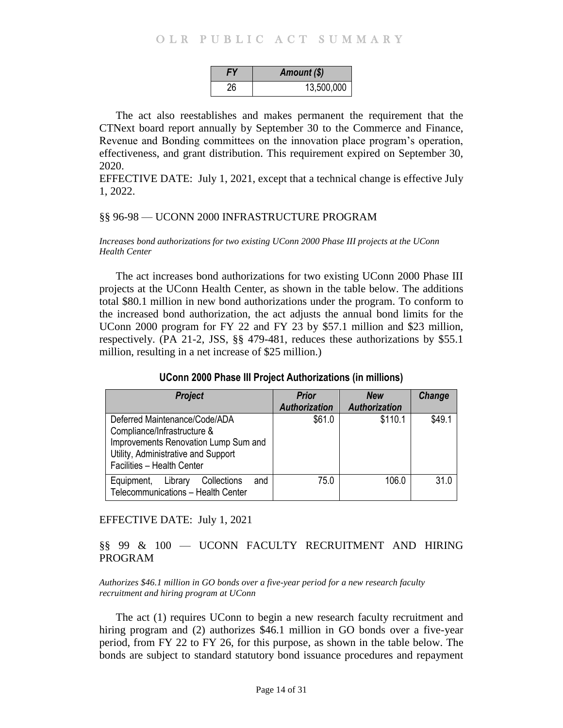| FY | Amount ($) |
|---|---|
| 26 | 13,500,000 |

The act also reestablishes and makes permanent the requirement that the CTNext board report annually by September 30 to the Commerce and Finance, Revenue and Bonding committees on the innovation place program's operation, effectiveness, and grant distribution. This requirement expired on September 30, 2020.

EFFECTIVE DATE: July 1, 2021, except that a technical change is effective July 1, 2022.

## §§ 96-98 — UCONN 2000 INFRASTRUCTURE PROGRAM

*Increases bond authorizations for two existing UConn 2000 Phase III projects at the UConn Health Center*

The act increases bond authorizations for two existing UConn 2000 Phase III projects at the UConn Health Center, as shown in the table below. The additions total $80.1 million in new bond authorizations under the program. To conform to the increased bond authorization, the act adjusts the annual bond limits for the UConn 2000 program for FY 22 and FY 23 by $57.1 million and $23 million, respectively. (PA 21-2, JSS, §§ 479-481, reduces these authorizations by $55.1 million, resulting in a net increase of $25 million.)

**UConn 2000 Phase III Project Authorizations (in millions)**

| Project | Prior Authorization | New Authorization | Change |
|---|---|---|---|
| Deferred Maintenance/Code/ADA Compliance/Infrastructure & Improvements Renovation Lump Sum and Utility, Administrative and Support Facilities – Health Center | $61.0 | $110.1 | $49.1 |
| Equipment, Library Collections and Telecommunications – Health Center | 75.0 | 106.0 | 31.0 |

EFFECTIVE DATE: July 1, 2021

## §§ 99 & 100 — UCONN FACULTY RECRUITMENT AND HIRING PROGRAM

*Authorizes $46.1 million in GO bonds over a five-year period for a new research faculty recruitment and hiring program at UConn*

The act (1) requires UConn to begin a new research faculty recruitment and hiring program and (2) authorizes $46.1 million in GO bonds over a five-year period, from FY 22 to FY 26, for this purpose, as shown in the table below. The bonds are subject to standard statutory bond issuance procedures and repayment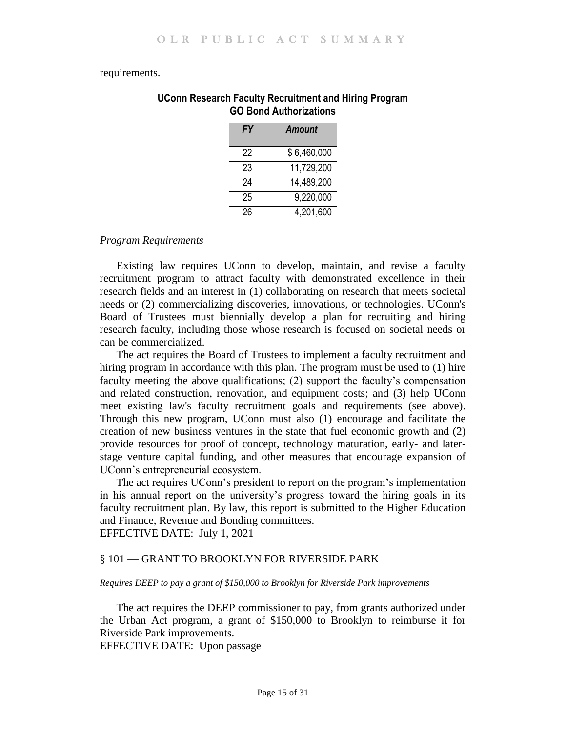requirements.

**UConn Research Faculty Recruitment and Hiring Program GO Bond Authorizations**

| *FY* | *Amount* |
|---|---|
| 22 | $ 6,460,000 |
| 23 | 11,729,200 |
| 24 | 14,489,200 |
| 25 | 9,220,000 |
| 26 | 4,201,600 |

*Program Requirements*

Existing law requires UConn to develop, maintain, and revise a faculty recruitment program to attract faculty with demonstrated excellence in their research fields and an interest in (1) collaborating on research that meets societal needs or (2) commercializing discoveries, innovations, or technologies. UConn's Board of Trustees must biennially develop a plan for recruiting and hiring research faculty, including those whose research is focused on societal needs or can be commercialized.

The act requires the Board of Trustees to implement a faculty recruitment and hiring program in accordance with this plan. The program must be used to (1) hire faculty meeting the above qualifications; (2) support the faculty's compensation and related construction, renovation, and equipment costs; and (3) help UConn meet existing law's faculty recruitment goals and requirements (see above). Through this new program, UConn must also (1) encourage and facilitate the creation of new business ventures in the state that fuel economic growth and (2) provide resources for proof of concept, technology maturation, early- and later-stage venture capital funding, and other measures that encourage expansion of UConn's entrepreneurial ecosystem.

The act requires UConn's president to report on the program's implementation in his annual report on the university's progress toward the hiring goals in its faculty recruitment plan. By law, this report is submitted to the Higher Education and Finance, Revenue and Bonding committees.

EFFECTIVE DATE: July 1, 2021

## § 101 — GRANT TO BROOKLYN FOR RIVERSIDE PARK

*Requires DEEP to pay a grant of $150,000 to Brooklyn for Riverside Park improvements*

The act requires the DEEP commissioner to pay, from grants authorized under the Urban Act program, a grant of $150,000 to Brooklyn to reimburse it for Riverside Park improvements.

EFFECTIVE DATE: Upon passage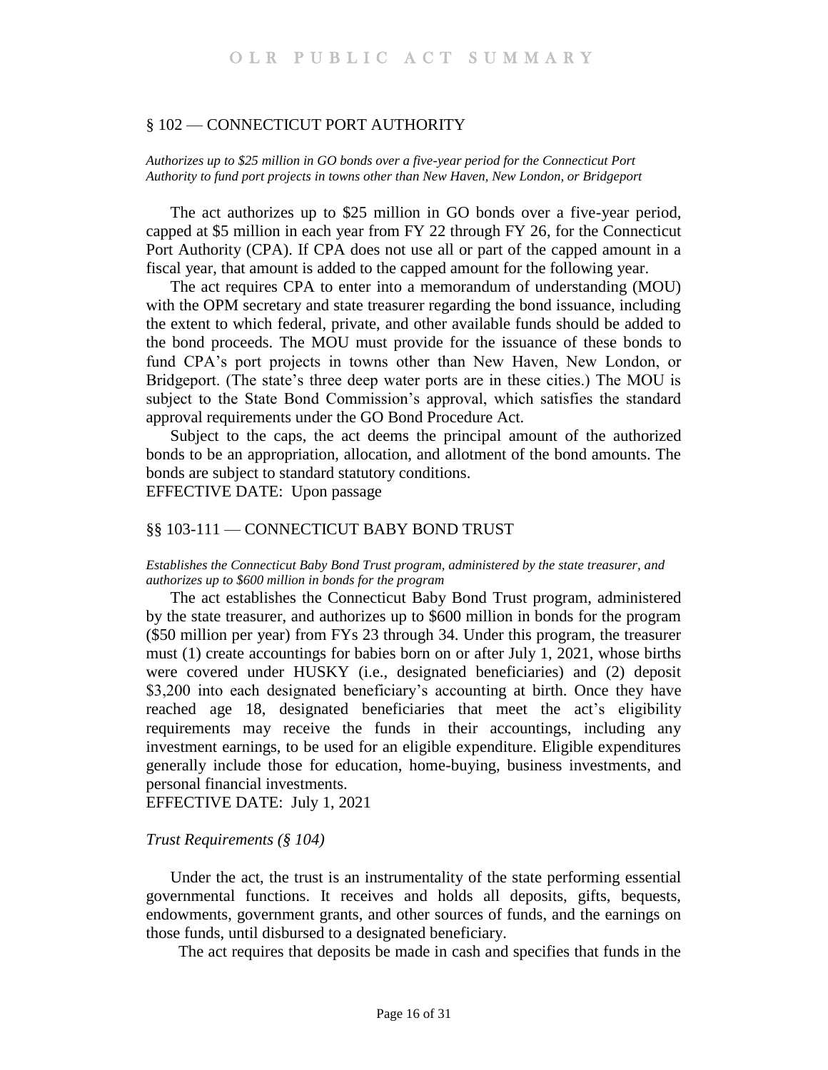## § 102 — CONNECTICUT PORT AUTHORITY

*Authorizes up to $25 million in GO bonds over a five-year period for the Connecticut Port Authority to fund port projects in towns other than New Haven, New London, or Bridgeport*

The act authorizes up to $25 million in GO bonds over a five-year period, capped at $5 million in each year from FY 22 through FY 26, for the Connecticut Port Authority (CPA). If CPA does not use all or part of the capped amount in a fiscal year, that amount is added to the capped amount for the following year.

The act requires CPA to enter into a memorandum of understanding (MOU) with the OPM secretary and state treasurer regarding the bond issuance, including the extent to which federal, private, and other available funds should be added to the bond proceeds. The MOU must provide for the issuance of these bonds to fund CPA's port projects in towns other than New Haven, New London, or Bridgeport. (The state's three deep water ports are in these cities.) The MOU is subject to the State Bond Commission's approval, which satisfies the standard approval requirements under the GO Bond Procedure Act.

Subject to the caps, the act deems the principal amount of the authorized bonds to be an appropriation, allocation, and allotment of the bond amounts. The bonds are subject to standard statutory conditions.

EFFECTIVE DATE: Upon passage

## §§ 103-111 — CONNECTICUT BABY BOND TRUST

*Establishes the Connecticut Baby Bond Trust program, administered by the state treasurer, and authorizes up to $600 million in bonds for the program*

The act establishes the Connecticut Baby Bond Trust program, administered by the state treasurer, and authorizes up to $600 million in bonds for the program ($50 million per year) from FYs 23 through 34. Under this program, the treasurer must (1) create accountings for babies born on or after July 1, 2021, whose births were covered under HUSKY (i.e., designated beneficiaries) and (2) deposit $3,200 into each designated beneficiary's accounting at birth. Once they have reached age 18, designated beneficiaries that meet the act's eligibility requirements may receive the funds in their accountings, including any investment earnings, to be used for an eligible expenditure. Eligible expenditures generally include those for education, home-buying, business investments, and personal financial investments.

EFFECTIVE DATE: July 1, 2021

### *Trust Requirements (§ 104)*

Under the act, the trust is an instrumentality of the state performing essential governmental functions. It receives and holds all deposits, gifts, bequests, endowments, government grants, and other sources of funds, and the earnings on those funds, until disbursed to a designated beneficiary.

The act requires that deposits be made in cash and specifies that funds in the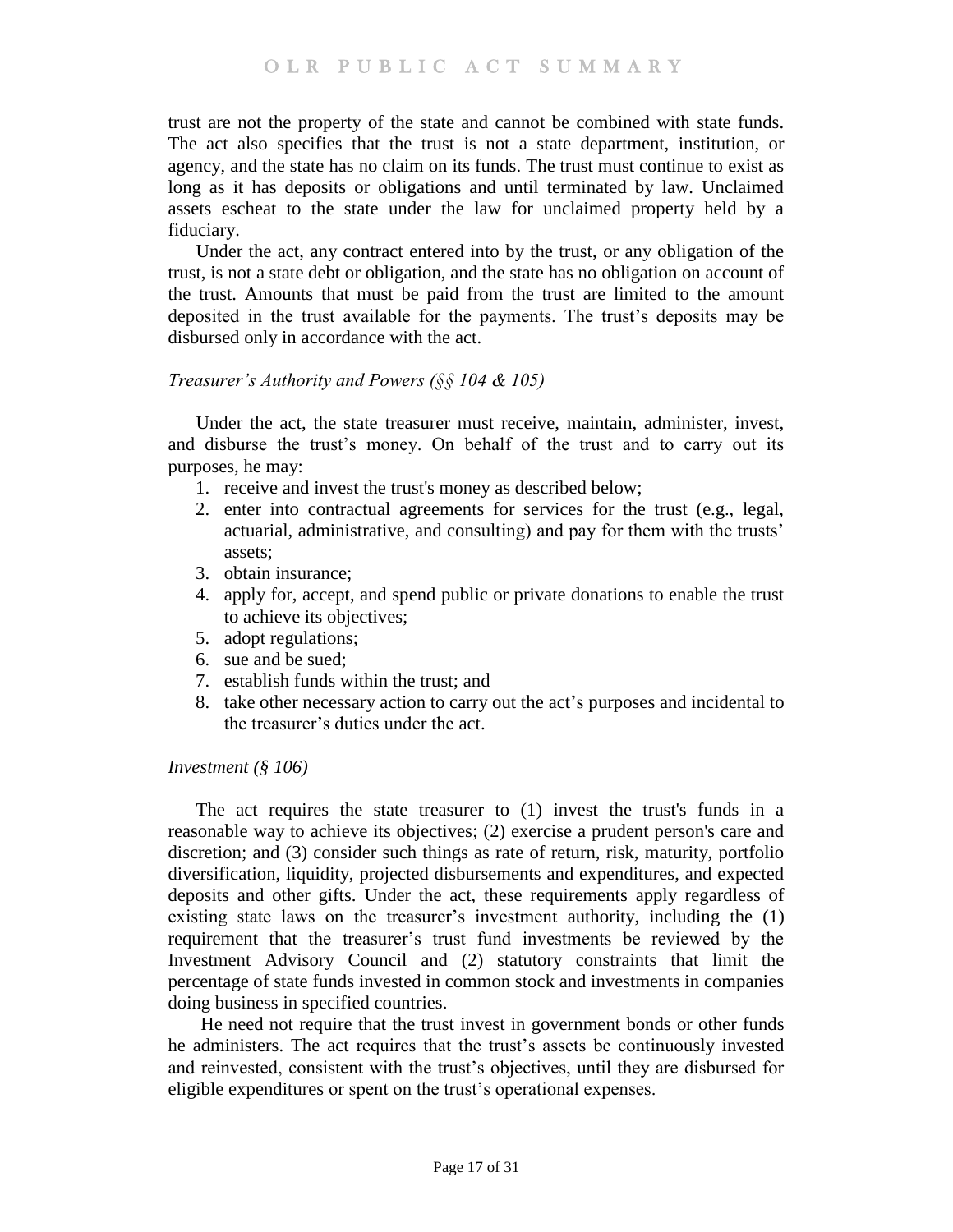trust are not the property of the state and cannot be combined with state funds. The act also specifies that the trust is not a state department, institution, or agency, and the state has no claim on its funds. The trust must continue to exist as long as it has deposits or obligations and until terminated by law. Unclaimed assets escheat to the state under the law for unclaimed property held by a fiduciary.

Under the act, any contract entered into by the trust, or any obligation of the trust, is not a state debt or obligation, and the state has no obligation on account of the trust. Amounts that must be paid from the trust are limited to the amount deposited in the trust available for the payments. The trust's deposits may be disbursed only in accordance with the act.

*Treasurer's Authority and Powers (§§ 104 & 105)*

Under the act, the state treasurer must receive, maintain, administer, invest, and disburse the trust's money. On behalf of the trust and to carry out its purposes, he may:

1. receive and invest the trust's money as described below;
2. enter into contractual agreements for services for the trust (e.g., legal, actuarial, administrative, and consulting) and pay for them with the trusts' assets;
3. obtain insurance;
4. apply for, accept, and spend public or private donations to enable the trust to achieve its objectives;
5. adopt regulations;
6. sue and be sued;
7. establish funds within the trust; and
8. take other necessary action to carry out the act's purposes and incidental to the treasurer's duties under the act.

*Investment (§ 106)*

The act requires the state treasurer to (1) invest the trust's funds in a reasonable way to achieve its objectives; (2) exercise a prudent person's care and discretion; and (3) consider such things as rate of return, risk, maturity, portfolio diversification, liquidity, projected disbursements and expenditures, and expected deposits and other gifts. Under the act, these requirements apply regardless of existing state laws on the treasurer's investment authority, including the (1) requirement that the treasurer's trust fund investments be reviewed by the Investment Advisory Council and (2) statutory constraints that limit the percentage of state funds invested in common stock and investments in companies doing business in specified countries.

He need not require that the trust invest in government bonds or other funds he administers. The act requires that the trust's assets be continuously invested and reinvested, consistent with the trust's objectives, until they are disbursed for eligible expenditures or spent on the trust's operational expenses.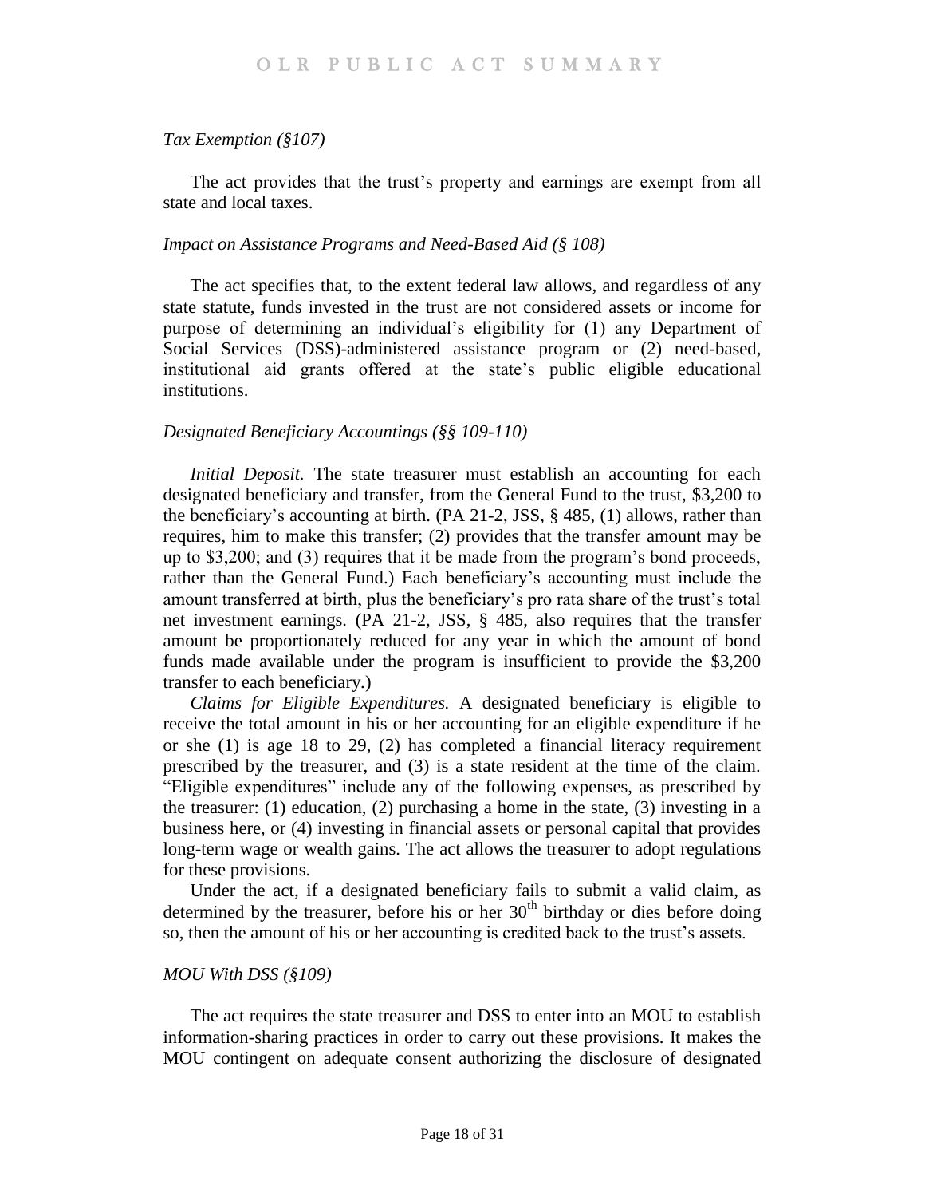*Tax Exemption (§107)*

The act provides that the trust's property and earnings are exempt from all state and local taxes.

*Impact on Assistance Programs and Need-Based Aid (§ 108)*

The act specifies that, to the extent federal law allows, and regardless of any state statute, funds invested in the trust are not considered assets or income for purpose of determining an individual's eligibility for (1) any Department of Social Services (DSS)-administered assistance program or (2) need-based, institutional aid grants offered at the state's public eligible educational institutions.

*Designated Beneficiary Accountings (§§ 109-110)*

*Initial Deposit.* The state treasurer must establish an accounting for each designated beneficiary and transfer, from the General Fund to the trust, $3,200 to the beneficiary's accounting at birth. (PA 21-2, JSS, § 485, (1) allows, rather than requires, him to make this transfer; (2) provides that the transfer amount may be up to $3,200; and (3) requires that it be made from the program's bond proceeds, rather than the General Fund.) Each beneficiary's accounting must include the amount transferred at birth, plus the beneficiary's pro rata share of the trust's total net investment earnings. (PA 21-2, JSS, § 485, also requires that the transfer amount be proportionately reduced for any year in which the amount of bond funds made available under the program is insufficient to provide the $3,200 transfer to each beneficiary.)

*Claims for Eligible Expenditures.* A designated beneficiary is eligible to receive the total amount in his or her accounting for an eligible expenditure if he or she (1) is age 18 to 29, (2) has completed a financial literacy requirement prescribed by the treasurer, and (3) is a state resident at the time of the claim. "Eligible expenditures" include any of the following expenses, as prescribed by the treasurer: (1) education, (2) purchasing a home in the state, (3) investing in a business here, or (4) investing in financial assets or personal capital that provides long-term wage or wealth gains. The act allows the treasurer to adopt regulations for these provisions.

Under the act, if a designated beneficiary fails to submit a valid claim, as determined by the treasurer, before his or her 30th birthday or dies before doing so, then the amount of his or her accounting is credited back to the trust's assets.

*MOU With DSS (§109)*

The act requires the state treasurer and DSS to enter into an MOU to establish information-sharing practices in order to carry out these provisions. It makes the MOU contingent on adequate consent authorizing the disclosure of designated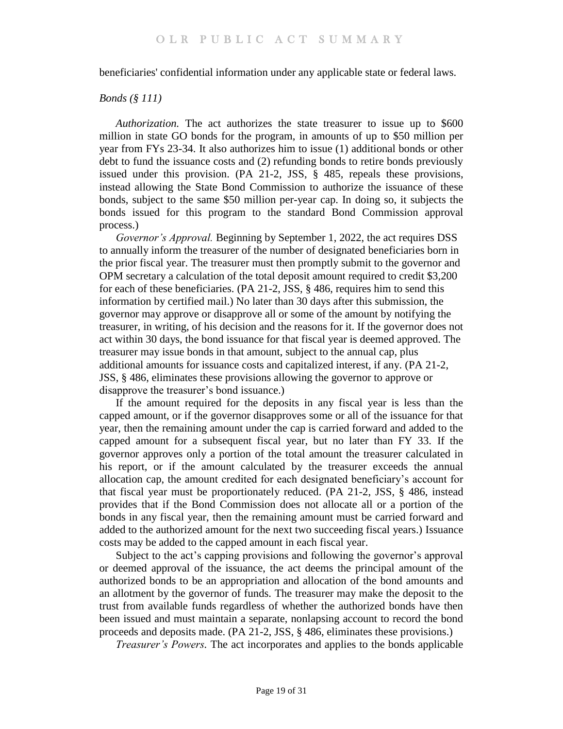beneficiaries' confidential information under any applicable state or federal laws.

*Bonds (§ 111)*

*Authorization.* The act authorizes the state treasurer to issue up to $600 million in state GO bonds for the program, in amounts of up to $50 million per year from FYs 23-34. It also authorizes him to issue (1) additional bonds or other debt to fund the issuance costs and (2) refunding bonds to retire bonds previously issued under this provision. (PA 21-2, JSS, § 485, repeals these provisions, instead allowing the State Bond Commission to authorize the issuance of these bonds, subject to the same $50 million per-year cap. In doing so, it subjects the bonds issued for this program to the standard Bond Commission approval process.)

*Governor's Approval.* Beginning by September 1, 2022, the act requires DSS to annually inform the treasurer of the number of designated beneficiaries born in the prior fiscal year. The treasurer must then promptly submit to the governor and OPM secretary a calculation of the total deposit amount required to credit $3,200 for each of these beneficiaries. (PA 21-2, JSS, § 486, requires him to send this information by certified mail.) No later than 30 days after this submission, the governor may approve or disapprove all or some of the amount by notifying the treasurer, in writing, of his decision and the reasons for it. If the governor does not act within 30 days, the bond issuance for that fiscal year is deemed approved. The treasurer may issue bonds in that amount, subject to the annual cap, plus additional amounts for issuance costs and capitalized interest, if any. (PA 21-2, JSS, § 486, eliminates these provisions allowing the governor to approve or disapprove the treasurer's bond issuance.)

If the amount required for the deposits in any fiscal year is less than the capped amount, or if the governor disapproves some or all of the issuance for that year, then the remaining amount under the cap is carried forward and added to the capped amount for a subsequent fiscal year, but no later than FY 33. If the governor approves only a portion of the total amount the treasurer calculated in his report, or if the amount calculated by the treasurer exceeds the annual allocation cap, the amount credited for each designated beneficiary's account for that fiscal year must be proportionately reduced. (PA 21-2, JSS, § 486, instead provides that if the Bond Commission does not allocate all or a portion of the bonds in any fiscal year, then the remaining amount must be carried forward and added to the authorized amount for the next two succeeding fiscal years.) Issuance costs may be added to the capped amount in each fiscal year.

Subject to the act's capping provisions and following the governor's approval or deemed approval of the issuance, the act deems the principal amount of the authorized bonds to be an appropriation and allocation of the bond amounts and an allotment by the governor of funds. The treasurer may make the deposit to the trust from available funds regardless of whether the authorized bonds have then been issued and must maintain a separate, nonlapsing account to record the bond proceeds and deposits made. (PA 21-2, JSS, § 486, eliminates these provisions.)

*Treasurer's Powers.* The act incorporates and applies to the bonds applicable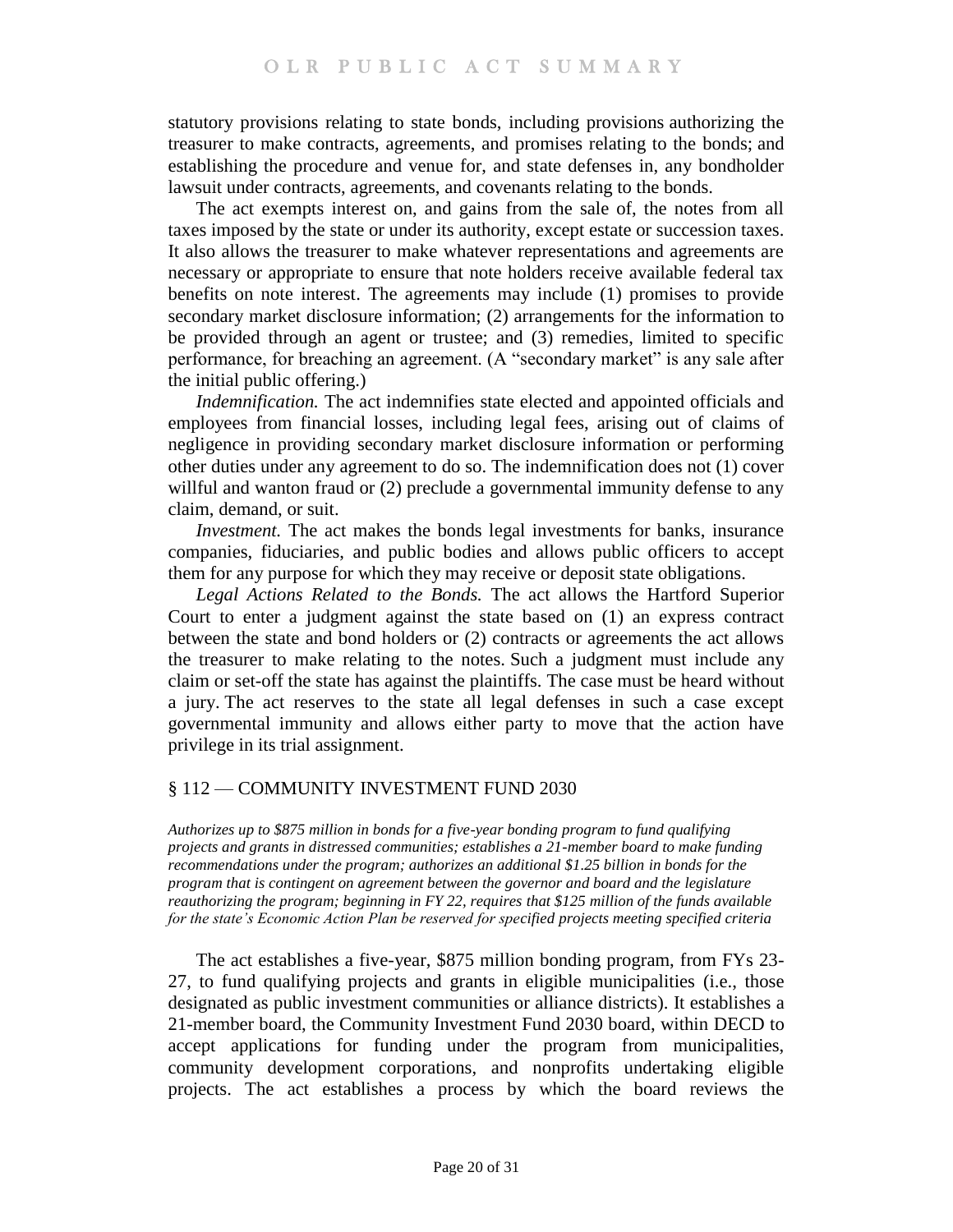statutory provisions relating to state bonds, including provisions authorizing the treasurer to make contracts, agreements, and promises relating to the bonds; and establishing the procedure and venue for, and state defenses in, any bondholder lawsuit under contracts, agreements, and covenants relating to the bonds.

The act exempts interest on, and gains from the sale of, the notes from all taxes imposed by the state or under its authority, except estate or succession taxes. It also allows the treasurer to make whatever representations and agreements are necessary or appropriate to ensure that note holders receive available federal tax benefits on note interest. The agreements may include (1) promises to provide secondary market disclosure information; (2) arrangements for the information to be provided through an agent or trustee; and (3) remedies, limited to specific performance, for breaching an agreement. (A "secondary market" is any sale after the initial public offering.)

*Indemnification.* The act indemnifies state elected and appointed officials and employees from financial losses, including legal fees, arising out of claims of negligence in providing secondary market disclosure information or performing other duties under any agreement to do so. The indemnification does not (1) cover willful and wanton fraud or (2) preclude a governmental immunity defense to any claim, demand, or suit.

*Investment.* The act makes the bonds legal investments for banks, insurance companies, fiduciaries, and public bodies and allows public officers to accept them for any purpose for which they may receive or deposit state obligations.

*Legal Actions Related to the Bonds.* The act allows the Hartford Superior Court to enter a judgment against the state based on (1) an express contract between the state and bond holders or (2) contracts or agreements the act allows the treasurer to make relating to the notes. Such a judgment must include any claim or set-off the state has against the plaintiffs. The case must be heard without a jury. The act reserves to the state all legal defenses in such a case except governmental immunity and allows either party to move that the action have privilege in its trial assignment.

## § 112 — COMMUNITY INVESTMENT FUND 2030

*Authorizes up to $875 million in bonds for a five-year bonding program to fund qualifying projects and grants in distressed communities; establishes a 21-member board to make funding recommendations under the program; authorizes an additional $1.25 billion in bonds for the program that is contingent on agreement between the governor and board and the legislature reauthorizing the program; beginning in FY 22, requires that $125 million of the funds available for the state's Economic Action Plan be reserved for specified projects meeting specified criteria*

The act establishes a five-year, $875 million bonding program, from FYs 23-27, to fund qualifying projects and grants in eligible municipalities (i.e., those designated as public investment communities or alliance districts). It establishes a 21-member board, the Community Investment Fund 2030 board, within DECD to accept applications for funding under the program from municipalities, community development corporations, and nonprofits undertaking eligible projects. The act establishes a process by which the board reviews the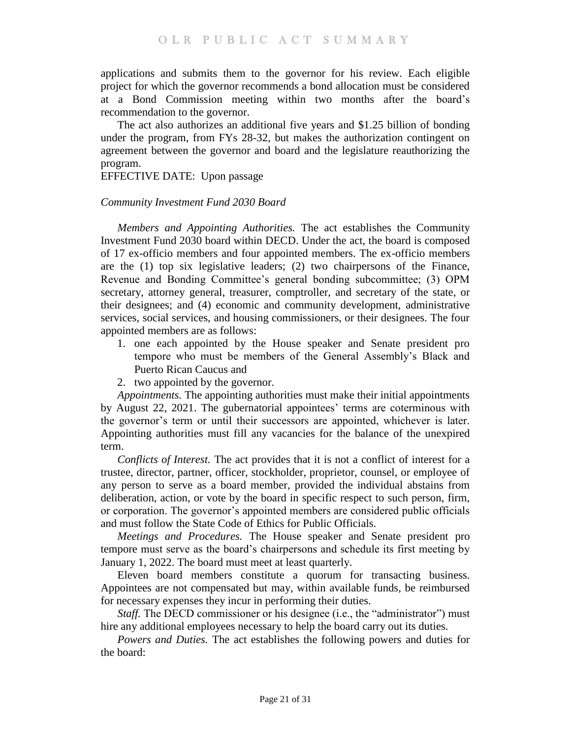applications and submits them to the governor for his review. Each eligible project for which the governor recommends a bond allocation must be considered at a Bond Commission meeting within two months after the board's recommendation to the governor.

The act also authorizes an additional five years and $1.25 billion of bonding under the program, from FYs 28-32, but makes the authorization contingent on agreement between the governor and board and the legislature reauthorizing the program.

EFFECTIVE DATE: Upon passage

*Community Investment Fund 2030 Board*

*Members and Appointing Authorities.* The act establishes the Community Investment Fund 2030 board within DECD. Under the act, the board is composed of 17 ex-officio members and four appointed members. The ex-officio members are the (1) top six legislative leaders; (2) two chairpersons of the Finance, Revenue and Bonding Committee's general bonding subcommittee; (3) OPM secretary, attorney general, treasurer, comptroller, and secretary of the state, or their designees; and (4) economic and community development, administrative services, social services, and housing commissioners, or their designees. The four appointed members are as follows:

1. one each appointed by the House speaker and Senate president pro tempore who must be members of the General Assembly's Black and Puerto Rican Caucus and
2. two appointed by the governor.

*Appointments.* The appointing authorities must make their initial appointments by August 22, 2021. The gubernatorial appointees' terms are coterminous with the governor's term or until their successors are appointed, whichever is later. Appointing authorities must fill any vacancies for the balance of the unexpired term.

*Conflicts of Interest.* The act provides that it is not a conflict of interest for a trustee, director, partner, officer, stockholder, proprietor, counsel, or employee of any person to serve as a board member, provided the individual abstains from deliberation, action, or vote by the board in specific respect to such person, firm, or corporation. The governor's appointed members are considered public officials and must follow the State Code of Ethics for Public Officials.

*Meetings and Procedures.* The House speaker and Senate president pro tempore must serve as the board's chairpersons and schedule its first meeting by January 1, 2022. The board must meet at least quarterly.

Eleven board members constitute a quorum for transacting business. Appointees are not compensated but may, within available funds, be reimbursed for necessary expenses they incur in performing their duties.

*Staff.* The DECD commissioner or his designee (i.e., the "administrator") must hire any additional employees necessary to help the board carry out its duties.

*Powers and Duties.* The act establishes the following powers and duties for the board: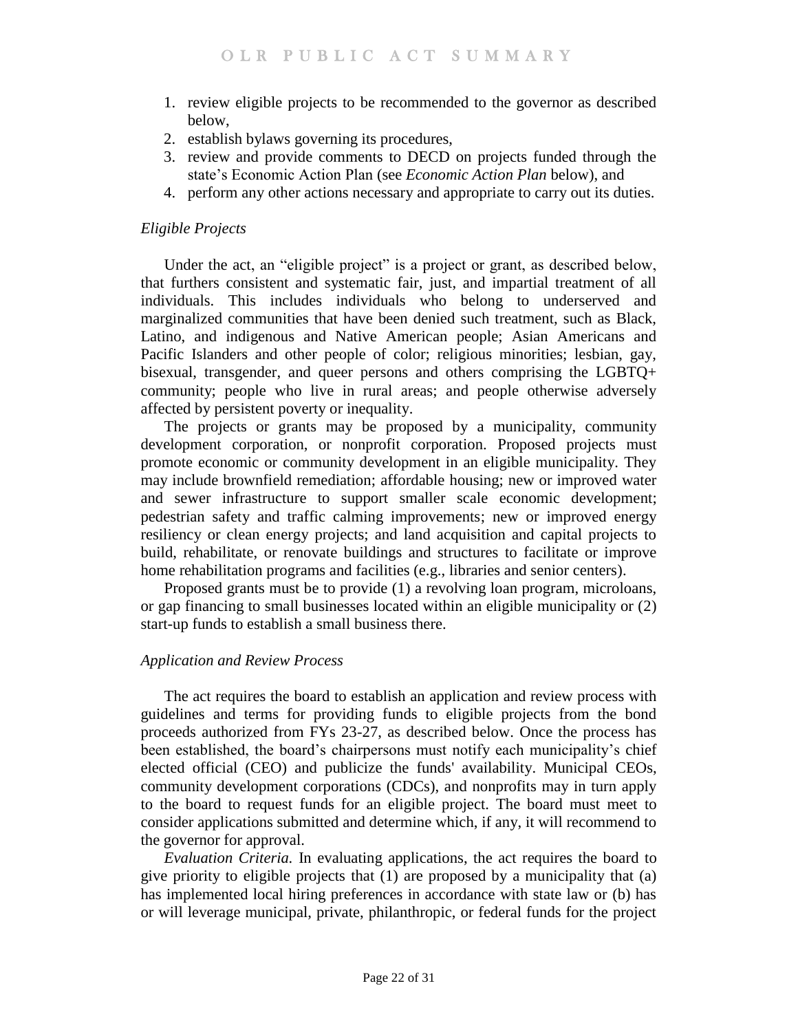1. review eligible projects to be recommended to the governor as described below,
2. establish bylaws governing its procedures,
3. review and provide comments to DECD on projects funded through the state's Economic Action Plan (see *Economic Action Plan* below), and
4. perform any other actions necessary and appropriate to carry out its duties.

*Eligible Projects*

Under the act, an "eligible project" is a project or grant, as described below, that furthers consistent and systematic fair, just, and impartial treatment of all individuals. This includes individuals who belong to underserved and marginalized communities that have been denied such treatment, such as Black, Latino, and indigenous and Native American people; Asian Americans and Pacific Islanders and other people of color; religious minorities; lesbian, gay, bisexual, transgender, and queer persons and others comprising the LGBTQ+ community; people who live in rural areas; and people otherwise adversely affected by persistent poverty or inequality.

The projects or grants may be proposed by a municipality, community development corporation, or nonprofit corporation. Proposed projects must promote economic or community development in an eligible municipality. They may include brownfield remediation; affordable housing; new or improved water and sewer infrastructure to support smaller scale economic development; pedestrian safety and traffic calming improvements; new or improved energy resiliency or clean energy projects; and land acquisition and capital projects to build, rehabilitate, or renovate buildings and structures to facilitate or improve home rehabilitation programs and facilities (e.g., libraries and senior centers).

Proposed grants must be to provide (1) a revolving loan program, microloans, or gap financing to small businesses located within an eligible municipality or (2) start-up funds to establish a small business there.

*Application and Review Process*

The act requires the board to establish an application and review process with guidelines and terms for providing funds to eligible projects from the bond proceeds authorized from FYs 23-27, as described below. Once the process has been established, the board's chairpersons must notify each municipality's chief elected official (CEO) and publicize the funds' availability. Municipal CEOs, community development corporations (CDCs), and nonprofits may in turn apply to the board to request funds for an eligible project. The board must meet to consider applications submitted and determine which, if any, it will recommend to the governor for approval.

*Evaluation Criteria.* In evaluating applications, the act requires the board to give priority to eligible projects that (1) are proposed by a municipality that (a) has implemented local hiring preferences in accordance with state law or (b) has or will leverage municipal, private, philanthropic, or federal funds for the project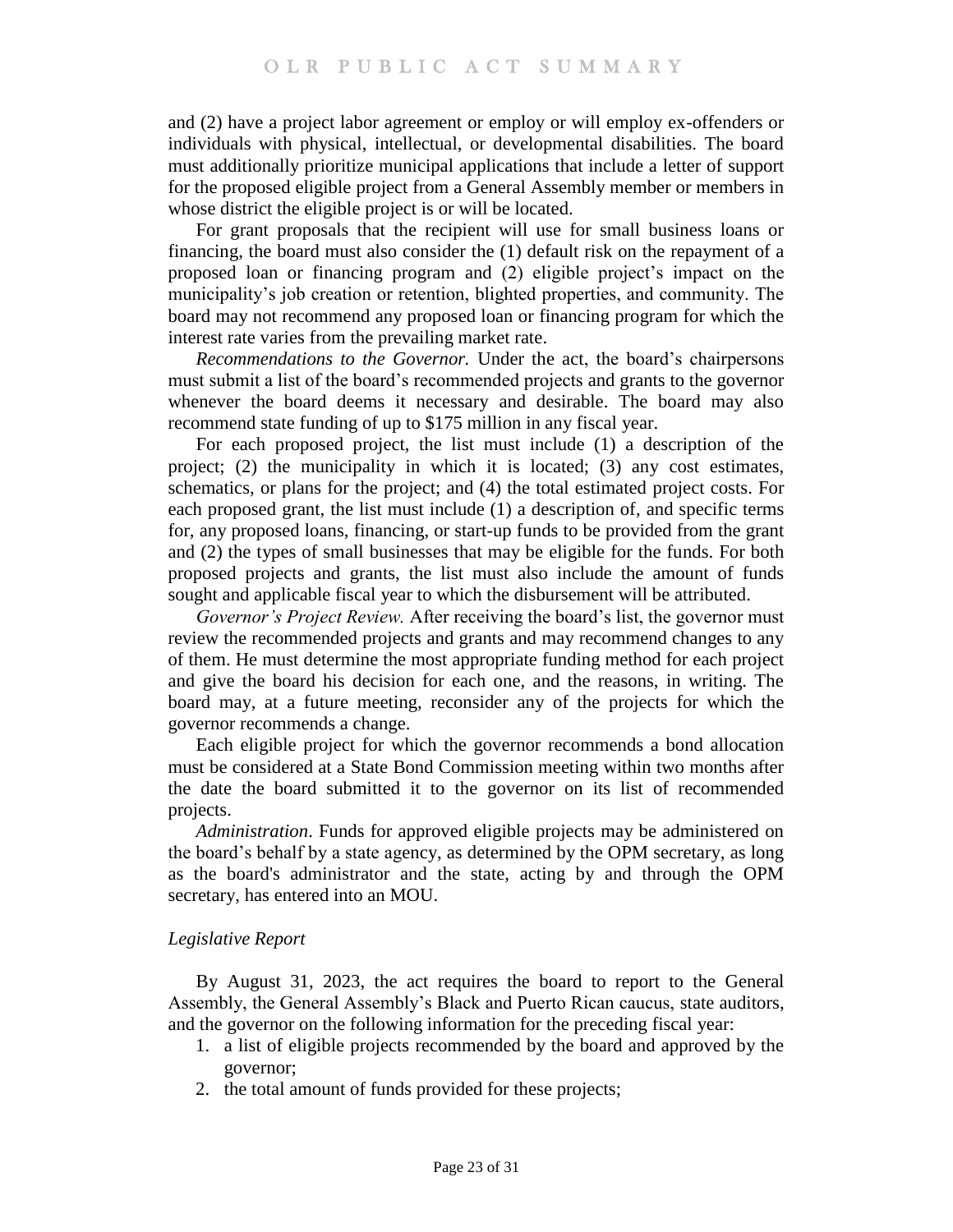and (2) have a project labor agreement or employ or will employ ex-offenders or individuals with physical, intellectual, or developmental disabilities. The board must additionally prioritize municipal applications that include a letter of support for the proposed eligible project from a General Assembly member or members in whose district the eligible project is or will be located.

For grant proposals that the recipient will use for small business loans or financing, the board must also consider the (1) default risk on the repayment of a proposed loan or financing program and (2) eligible project's impact on the municipality's job creation or retention, blighted properties, and community. The board may not recommend any proposed loan or financing program for which the interest rate varies from the prevailing market rate.

*Recommendations to the Governor.* Under the act, the board's chairpersons must submit a list of the board's recommended projects and grants to the governor whenever the board deems it necessary and desirable. The board may also recommend state funding of up to $175 million in any fiscal year.

For each proposed project, the list must include (1) a description of the project; (2) the municipality in which it is located; (3) any cost estimates, schematics, or plans for the project; and (4) the total estimated project costs. For each proposed grant, the list must include (1) a description of, and specific terms for, any proposed loans, financing, or start-up funds to be provided from the grant and (2) the types of small businesses that may be eligible for the funds. For both proposed projects and grants, the list must also include the amount of funds sought and applicable fiscal year to which the disbursement will be attributed.

*Governor's Project Review.* After receiving the board's list, the governor must review the recommended projects and grants and may recommend changes to any of them. He must determine the most appropriate funding method for each project and give the board his decision for each one, and the reasons, in writing. The board may, at a future meeting, reconsider any of the projects for which the governor recommends a change.

Each eligible project for which the governor recommends a bond allocation must be considered at a State Bond Commission meeting within two months after the date the board submitted it to the governor on its list of recommended projects.

*Administration*. Funds for approved eligible projects may be administered on the board's behalf by a state agency, as determined by the OPM secretary, as long as the board's administrator and the state, acting by and through the OPM secretary, has entered into an MOU.

*Legislative Report*

By August 31, 2023, the act requires the board to report to the General Assembly, the General Assembly's Black and Puerto Rican caucus, state auditors, and the governor on the following information for the preceding fiscal year:

1. a list of eligible projects recommended by the board and approved by the governor;
2. the total amount of funds provided for these projects;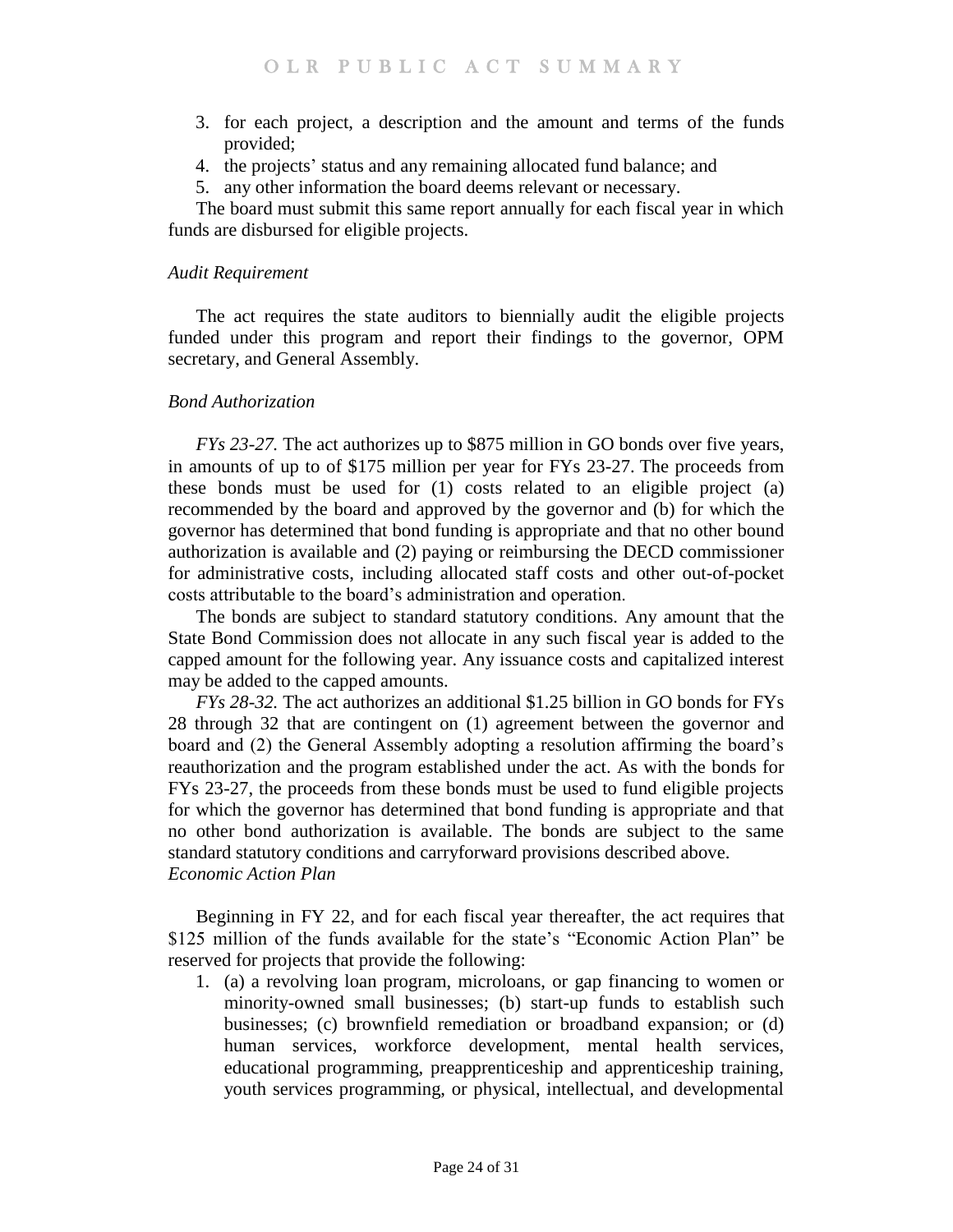3. for each project, a description and the amount and terms of the funds provided;
4. the projects' status and any remaining allocated fund balance; and
5. any other information the board deems relevant or necessary.

The board must submit this same report annually for each fiscal year in which funds are disbursed for eligible projects.

*Audit Requirement*

The act requires the state auditors to biennially audit the eligible projects funded under this program and report their findings to the governor, OPM secretary, and General Assembly.

*Bond Authorization*

*FYs 23-27.* The act authorizes up to $875 million in GO bonds over five years, in amounts of up to of $175 million per year for FYs 23-27. The proceeds from these bonds must be used for (1) costs related to an eligible project (a) recommended by the board and approved by the governor and (b) for which the governor has determined that bond funding is appropriate and that no other bound authorization is available and (2) paying or reimbursing the DECD commissioner for administrative costs, including allocated staff costs and other out-of-pocket costs attributable to the board's administration and operation.

The bonds are subject to standard statutory conditions. Any amount that the State Bond Commission does not allocate in any such fiscal year is added to the capped amount for the following year. Any issuance costs and capitalized interest may be added to the capped amounts.

*FYs 28-32.* The act authorizes an additional $1.25 billion in GO bonds for FYs 28 through 32 that are contingent on (1) agreement between the governor and board and (2) the General Assembly adopting a resolution affirming the board's reauthorization and the program established under the act. As with the bonds for FYs 23-27, the proceeds from these bonds must be used to fund eligible projects for which the governor has determined that bond funding is appropriate and that no other bond authorization is available. The bonds are subject to the same standard statutory conditions and carryforward provisions described above.

*Economic Action Plan*

Beginning in FY 22, and for each fiscal year thereafter, the act requires that $125 million of the funds available for the state's "Economic Action Plan" be reserved for projects that provide the following:

1. (a) a revolving loan program, microloans, or gap financing to women or minority-owned small businesses; (b) start-up funds to establish such businesses; (c) brownfield remediation or broadband expansion; or (d) human services, workforce development, mental health services, educational programming, preapprenticeship and apprenticeship training, youth services programming, or physical, intellectual, and developmental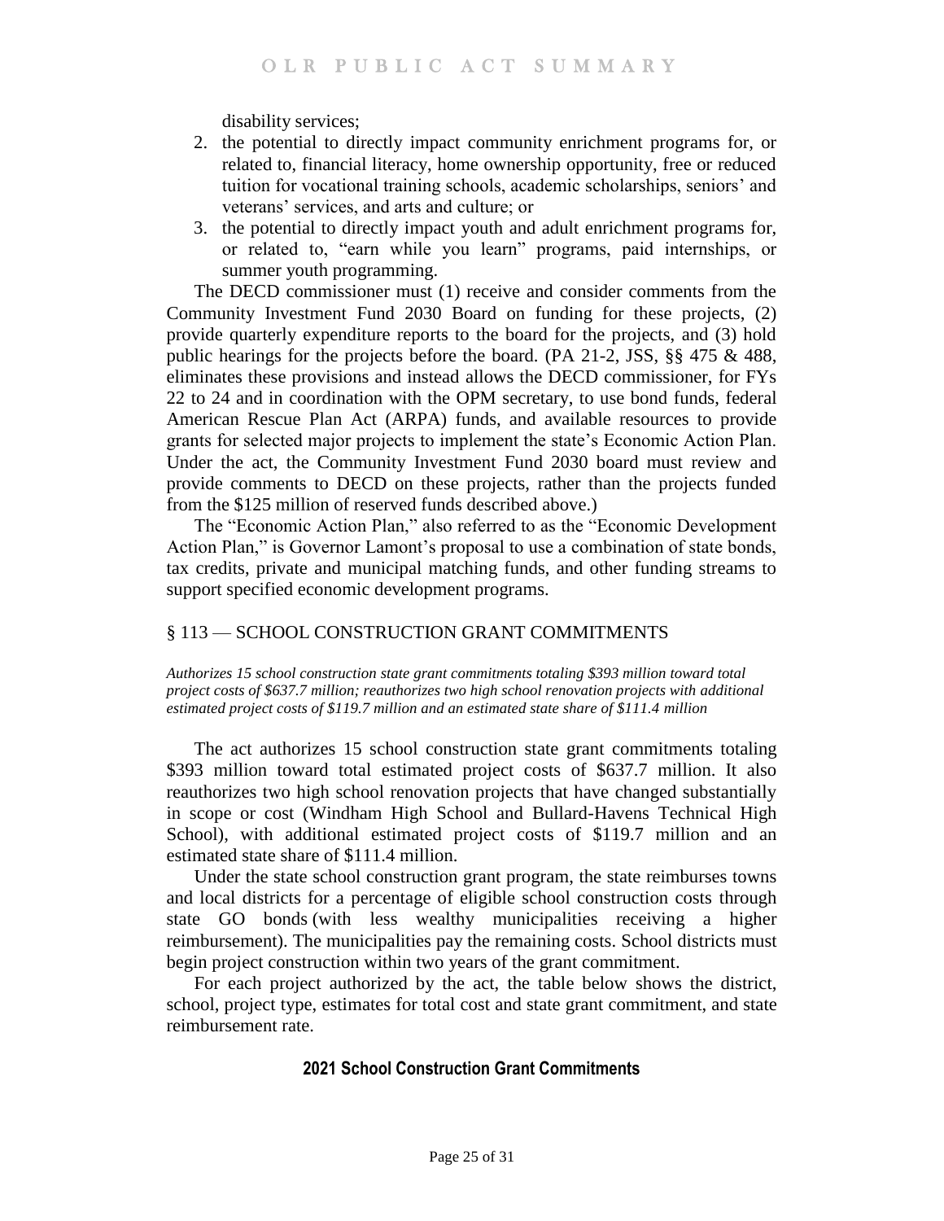disability services;

2. the potential to directly impact community enrichment programs for, or related to, financial literacy, home ownership opportunity, free or reduced tuition for vocational training schools, academic scholarships, seniors' and veterans' services, and arts and culture; or
3. the potential to directly impact youth and adult enrichment programs for, or related to, "earn while you learn" programs, paid internships, or summer youth programming.

The DECD commissioner must (1) receive and consider comments from the Community Investment Fund 2030 Board on funding for these projects, (2) provide quarterly expenditure reports to the board for the projects, and (3) hold public hearings for the projects before the board. (PA 21-2, JSS, §§ 475 & 488, eliminates these provisions and instead allows the DECD commissioner, for FYs 22 to 24 and in coordination with the OPM secretary, to use bond funds, federal American Rescue Plan Act (ARPA) funds, and available resources to provide grants for selected major projects to implement the state's Economic Action Plan. Under the act, the Community Investment Fund 2030 board must review and provide comments to DECD on these projects, rather than the projects funded from the $125 million of reserved funds described above.)

The "Economic Action Plan," also referred to as the "Economic Development Action Plan," is Governor Lamont's proposal to use a combination of state bonds, tax credits, private and municipal matching funds, and other funding streams to support specified economic development programs.

## § 113 — SCHOOL CONSTRUCTION GRANT COMMITMENTS

*Authorizes 15 school construction state grant commitments totaling $393 million toward total project costs of $637.7 million; reauthorizes two high school renovation projects with additional estimated project costs of $119.7 million and an estimated state share of $111.4 million*

The act authorizes 15 school construction state grant commitments totaling $393 million toward total estimated project costs of $637.7 million. It also reauthorizes two high school renovation projects that have changed substantially in scope or cost (Windham High School and Bullard-Havens Technical High School), with additional estimated project costs of $119.7 million and an estimated state share of $111.4 million.

Under the state school construction grant program, the state reimburses towns and local districts for a percentage of eligible school construction costs through state GO bonds (with less wealthy municipalities receiving a higher reimbursement). The municipalities pay the remaining costs. School districts must begin project construction within two years of the grant commitment.

For each project authorized by the act, the table below shows the district, school, project type, estimates for total cost and state grant commitment, and state reimbursement rate.

**2021 School Construction Grant Commitments**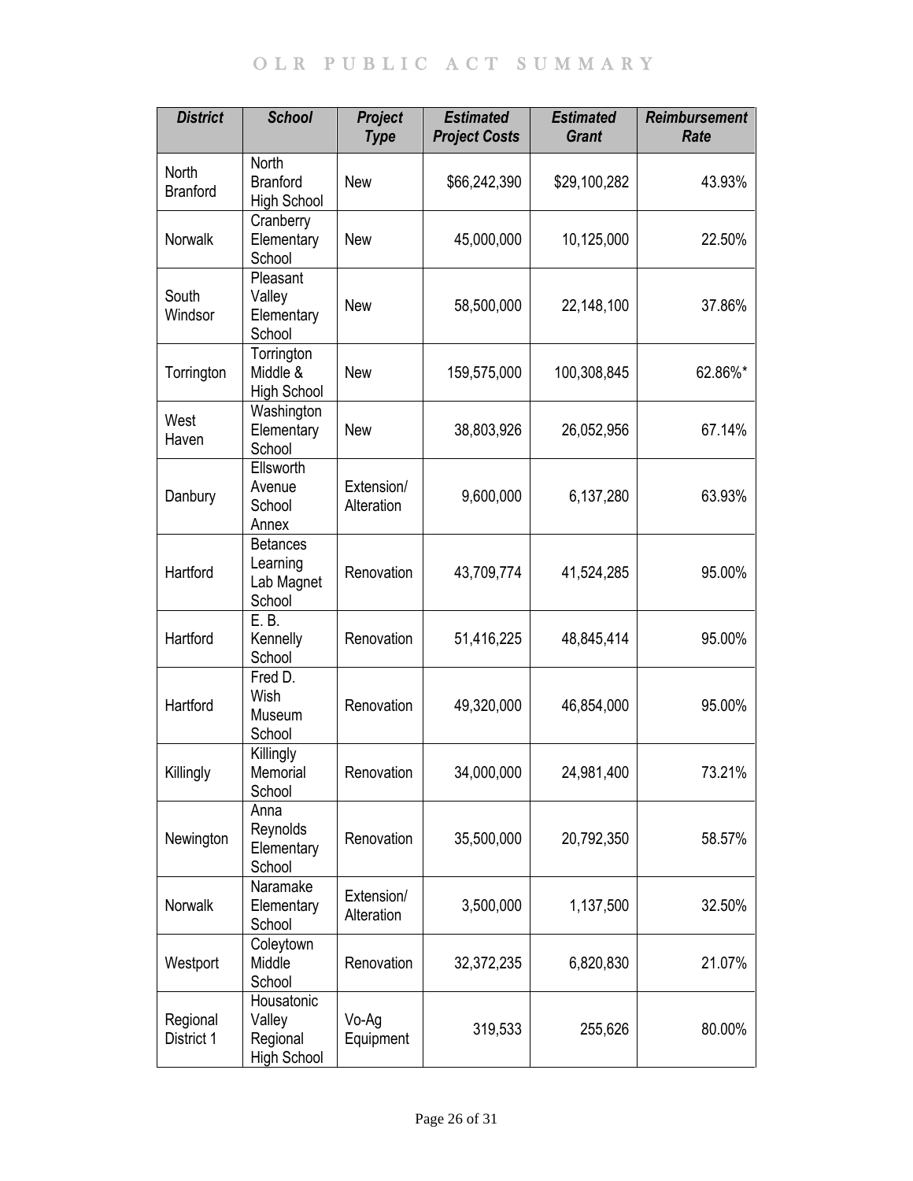| *District* | *School* | *Project Type* | *Estimated Project Costs* | *Estimated Grant* | *Reimbursement Rate* |
|---|---|---|---|---|---|
| North Branford | North Branford High School | New | $66,242,390 | $29,100,282 | 43.93% |
| Norwalk | Cranberry Elementary School | New | 45,000,000 | 10,125,000 | 22.50% |
| South Windsor | Pleasant Valley Elementary School | New | 58,500,000 | 22,148,100 | 37.86% |
| Torrington | Torrington Middle & High School | New | 159,575,000 | 100,308,845 | 62.86%* |
| West Haven | Washington Elementary School | New | 38,803,926 | 26,052,956 | 67.14% |
| Danbury | Ellsworth Avenue School Annex | Extension/ Alteration | 9,600,000 | 6,137,280 | 63.93% |
| Hartford | Betances Learning Lab Magnet School | Renovation | 43,709,774 | 41,524,285 | 95.00% |
| Hartford | E. B. Kennelly School | Renovation | 51,416,225 | 48,845,414 | 95.00% |
| Hartford | Fred D. Wish Museum School | Renovation | 49,320,000 | 46,854,000 | 95.00% |
| Killingly | Killingly Memorial School | Renovation | 34,000,000 | 24,981,400 | 73.21% |
| Newington | Anna Reynolds Elementary School | Renovation | 35,500,000 | 20,792,350 | 58.57% |
| Norwalk | Naramake Elementary School | Extension/ Alteration | 3,500,000 | 1,137,500 | 32.50% |
| Westport | Coleytown Middle School | Renovation | 32,372,235 | 6,820,830 | 21.07% |
| Regional District 1 | Housatonic Valley Regional High School | Vo-Ag Equipment | 319,533 | 255,626 | 80.00% |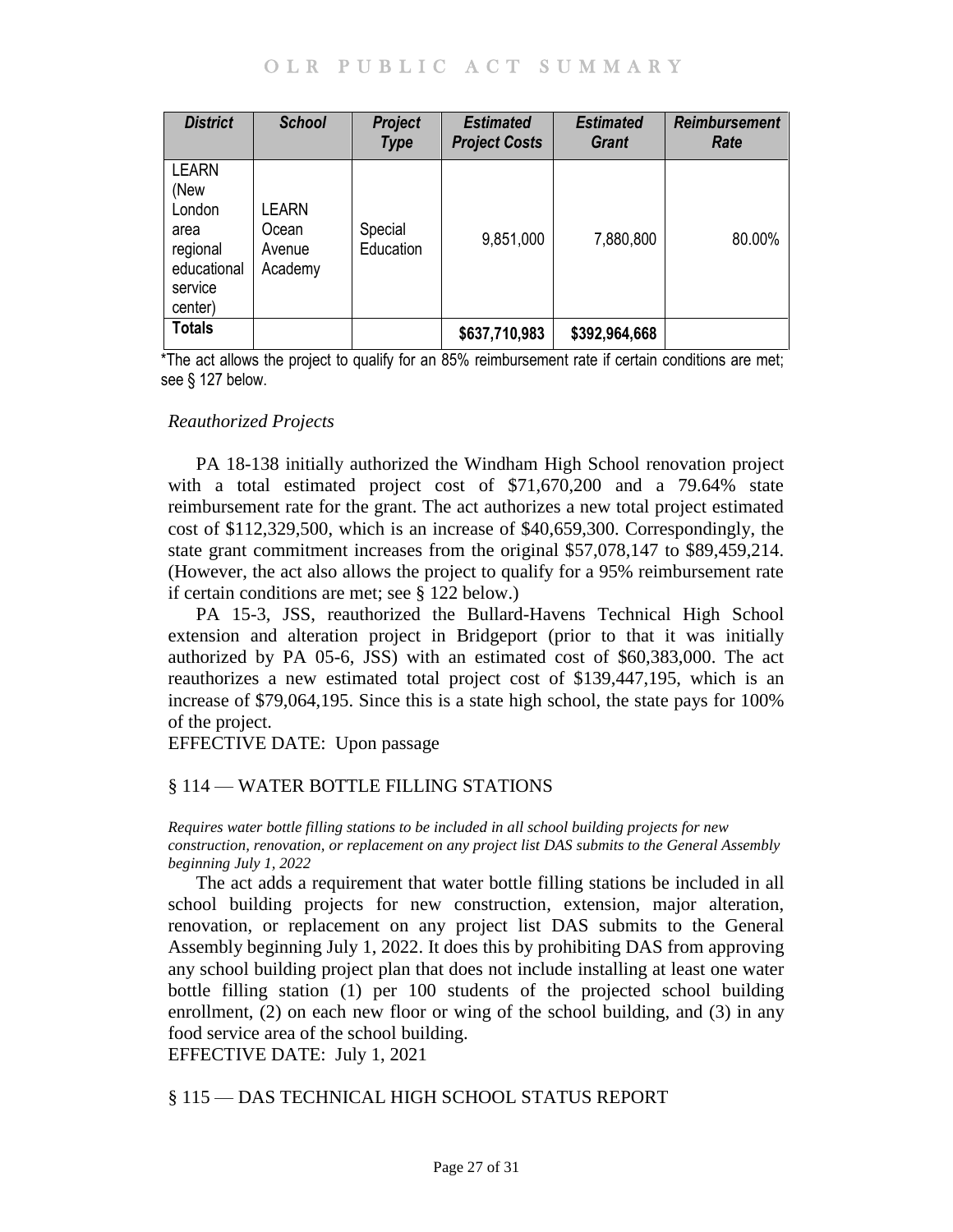| District | School | Project Type | Estimated Project Costs | Estimated Grant | Reimbursement Rate |
|---|---|---|---|---|---|
| LEARN (New London area regional educational service center) | LEARN Ocean Avenue Academy | Special Education | 9,851,000 | 7,880,800 | 80.00% |
| Totals | | | $637,710,983 | $392,964,668 | |

*The act allows the project to qualify for an 85% reimbursement rate if certain conditions are met; see § 127 below.

*Reauthorized Projects*

PA 18-138 initially authorized the Windham High School renovation project with a total estimated project cost of $71,670,200 and a 79.64% state reimbursement rate for the grant. The act authorizes a new total project estimated cost of $112,329,500, which is an increase of $40,659,300. Correspondingly, the state grant commitment increases from the original $57,078,147 to $89,459,214. (However, the act also allows the project to qualify for a 95% reimbursement rate if certain conditions are met; see § 122 below.)

PA 15-3, JSS, reauthorized the Bullard-Havens Technical High School extension and alteration project in Bridgeport (prior to that it was initially authorized by PA 05-6, JSS) with an estimated cost of $60,383,000. The act reauthorizes a new estimated total project cost of $139,447,195, which is an increase of $79,064,195. Since this is a state high school, the state pays for 100% of the project.

EFFECTIVE DATE: Upon passage

## § 114 — WATER BOTTLE FILLING STATIONS

*Requires water bottle filling stations to be included in all school building projects for new construction, renovation, or replacement on any project list DAS submits to the General Assembly beginning July 1, 2022*

The act adds a requirement that water bottle filling stations be included in all school building projects for new construction, extension, major alteration, renovation, or replacement on any project list DAS submits to the General Assembly beginning July 1, 2022. It does this by prohibiting DAS from approving any school building project plan that does not include installing at least one water bottle filling station (1) per 100 students of the projected school building enrollment, (2) on each new floor or wing of the school building, and (3) in any food service area of the school building.

EFFECTIVE DATE: July 1, 2021

## § 115 — DAS TECHNICAL HIGH SCHOOL STATUS REPORT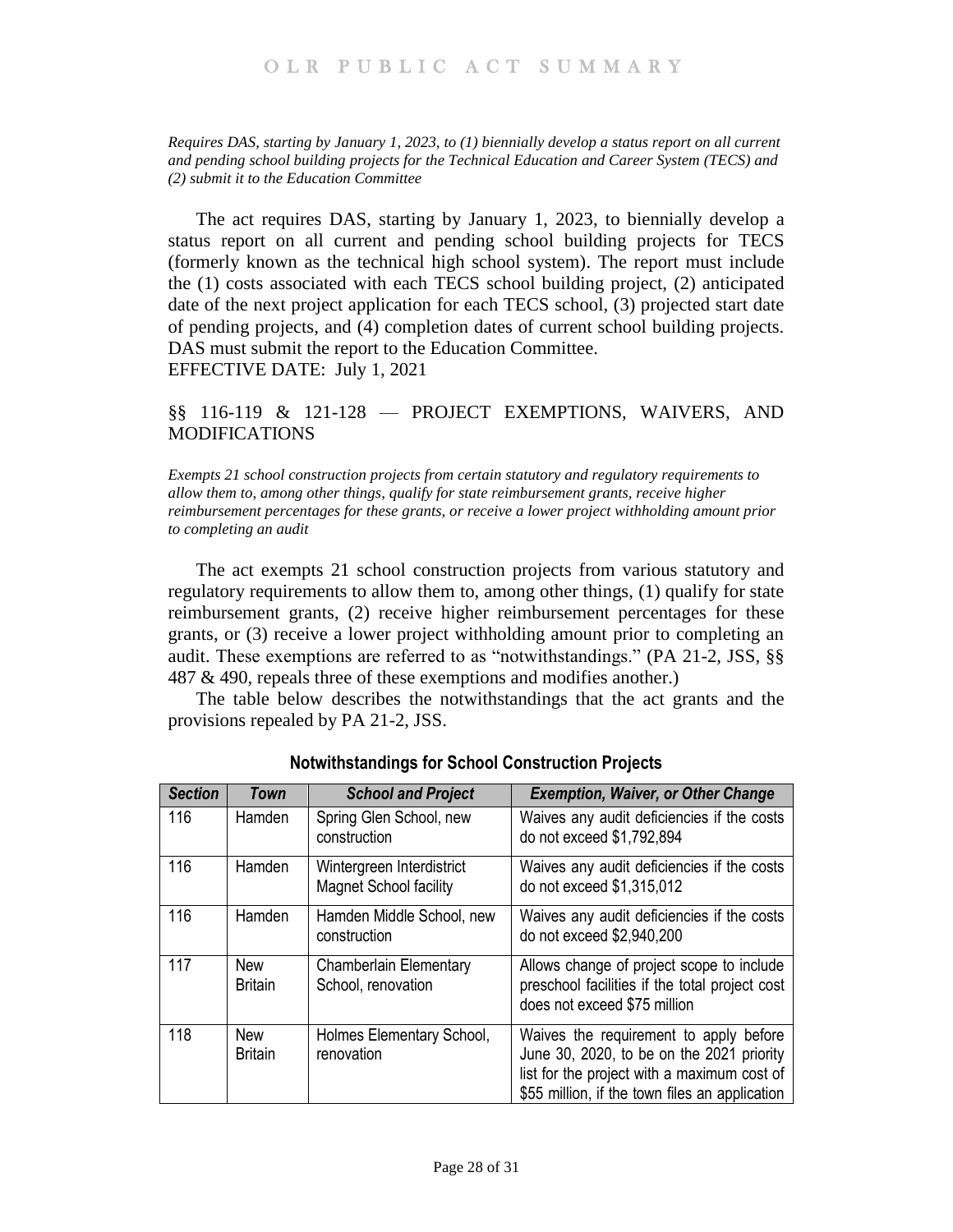*Requires DAS, starting by January 1, 2023, to (1) biennially develop a status report on all current and pending school building projects for the Technical Education and Career System (TECS) and (2) submit it to the Education Committee*

The act requires DAS, starting by January 1, 2023, to biennially develop a status report on all current and pending school building projects for TECS (formerly known as the technical high school system). The report must include the (1) costs associated with each TECS school building project, (2) anticipated date of the next project application for each TECS school, (3) projected start date of pending projects, and (4) completion dates of current school building projects. DAS must submit the report to the Education Committee.

EFFECTIVE DATE: July 1, 2021

## §§ 116-119 & 121-128 — PROJECT EXEMPTIONS, WAIVERS, AND MODIFICATIONS

*Exempts 21 school construction projects from certain statutory and regulatory requirements to allow them to, among other things, qualify for state reimbursement grants, receive higher reimbursement percentages for these grants, or receive a lower project withholding amount prior to completing an audit*

The act exempts 21 school construction projects from various statutory and regulatory requirements to allow them to, among other things, (1) qualify for state reimbursement grants, (2) receive higher reimbursement percentages for these grants, or (3) receive a lower project withholding amount prior to completing an audit. These exemptions are referred to as "notwithstandings." (PA 21-2, JSS, §§ 487 & 490, repeals three of these exemptions and modifies another.)

The table below describes the notwithstandings that the act grants and the provisions repealed by PA 21-2, JSS.

**Notwithstandings for School Construction Projects**

| *Section* | *Town* | *School and Project* | *Exemption, Waiver, or Other Change* |
|---|---|---|---|
| 116 | Hamden | Spring Glen School, new construction | Waives any audit deficiencies if the costs do not exceed $1,792,894 |
| 116 | Hamden | Wintergreen Interdistrict Magnet School facility | Waives any audit deficiencies if the costs do not exceed $1,315,012 |
| 116 | Hamden | Hamden Middle School, new construction | Waives any audit deficiencies if the costs do not exceed $2,940,200 |
| 117 | New Britain | Chamberlain Elementary School, renovation | Allows change of project scope to include preschool facilities if the total project cost does not exceed $75 million |
| 118 | New Britain | Holmes Elementary School, renovation | Waives the requirement to apply before June 30, 2020, to be on the 2021 priority list for the project with a maximum cost of $55 million, if the town files an application |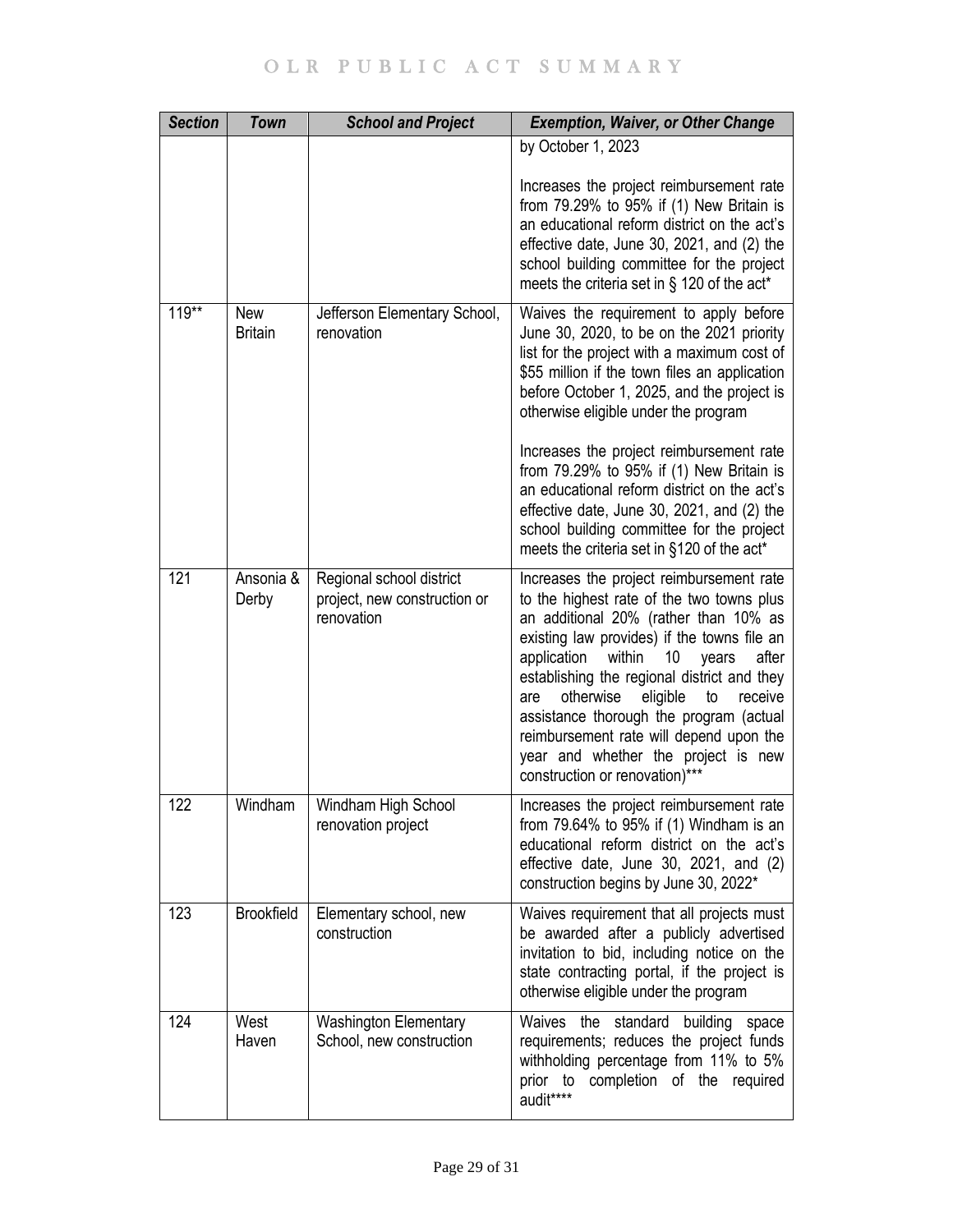| Section | Town | School and Project | Exemption, Waiver, or Other Change |
|---|---|---|---|
| | | | by October 1, 2023<br><br>Increases the project reimbursement rate from 79.29% to 95% if (1) New Britain is an educational reform district on the act's effective date, June 30, 2021, and (2) the school building committee for the project meets the criteria set in § 120 of the act* |
| 119** | New Britain | Jefferson Elementary School, renovation | Waives the requirement to apply before June 30, 2020, to be on the 2021 priority list for the project with a maximum cost of $55 million if the town files an application before October 1, 2025, and the project is otherwise eligible under the program<br><br>Increases the project reimbursement rate from 79.29% to 95% if (1) New Britain is an educational reform district on the act's effective date, June 30, 2021, and (2) the school building committee for the project meets the criteria set in §120 of the act* |
| 121 | Ansonia & Derby | Regional school district project, new construction or renovation | Increases the project reimbursement rate to the highest rate of the two towns plus an additional 20% (rather than 10% as existing law provides) if the towns file an application within 10 years after establishing the regional district and they are otherwise eligible to receive assistance thorough the program (actual reimbursement rate will depend upon the year and whether the project is new construction or renovation)*** |
| 122 | Windham | Windham High School renovation project | Increases the project reimbursement rate from 79.64% to 95% if (1) Windham is an educational reform district on the act's effective date, June 30, 2021, and (2) construction begins by June 30, 2022* |
| 123 | Brookfield | Elementary school, new construction | Waives requirement that all projects must be awarded after a publicly advertised invitation to bid, including notice on the state contracting portal, if the project is otherwise eligible under the program |
| 124 | West Haven | Washington Elementary School, new construction | Waives the standard building space requirements; reduces the project funds withholding percentage from 11% to 5% prior to completion of the required audit**** |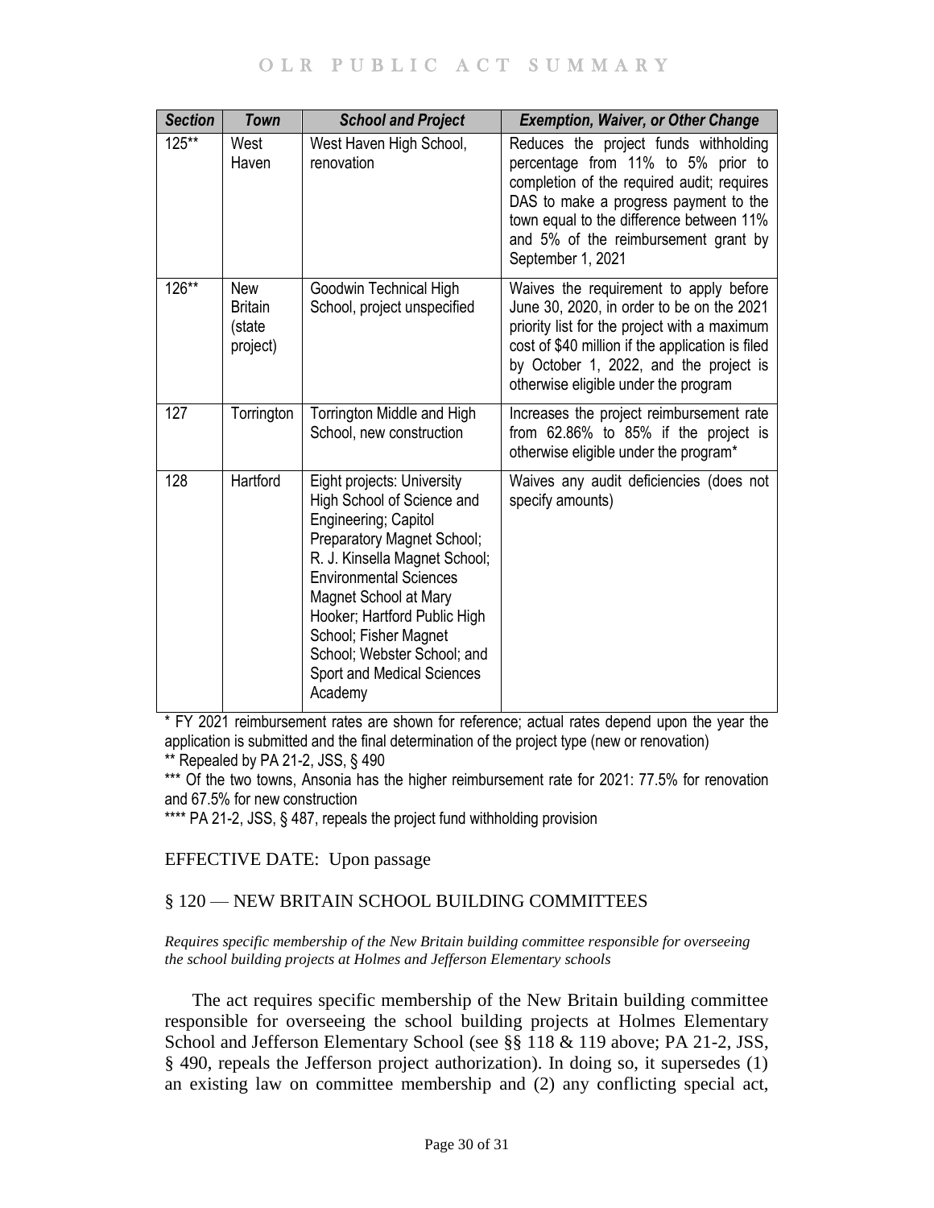| Section | Town | School and Project | Exemption, Waiver, or Other Change |
|---|---|---|---|
| 125** | West Haven | West Haven High School, renovation | Reduces the project funds withholding percentage from 11% to 5% prior to completion of the required audit; requires DAS to make a progress payment to the town equal to the difference between 11% and 5% of the reimbursement grant by September 1, 2021 |
| 126** | New Britain (state project) | Goodwin Technical High School, project unspecified | Waives the requirement to apply before June 30, 2020, in order to be on the 2021 priority list for the project with a maximum cost of $40 million if the application is filed by October 1, 2022, and the project is otherwise eligible under the program |
| 127 | Torrington | Torrington Middle and High School, new construction | Increases the project reimbursement rate from 62.86% to 85% if the project is otherwise eligible under the program* |
| 128 | Hartford | Eight projects: University High School of Science and Engineering; Capitol Preparatory Magnet School; R. J. Kinsella Magnet School; Environmental Sciences Magnet School at Mary Hooker; Hartford Public High School; Fisher Magnet School; Webster School; and Sport and Medical Sciences Academy | Waives any audit deficiencies (does not specify amounts) |

* FY 2021 reimbursement rates are shown for reference; actual rates depend upon the year the application is submitted and the final determination of the project type (new or renovation)

** Repealed by PA 21-2, JSS, § 490

*** Of the two towns, Ansonia has the higher reimbursement rate for 2021: 77.5% for renovation and 67.5% for new construction

**** PA 21-2, JSS, § 487, repeals the project fund withholding provision

EFFECTIVE DATE: Upon passage

## § 120 — NEW BRITAIN SCHOOL BUILDING COMMITTEES

*Requires specific membership of the New Britain building committee responsible for overseeing the school building projects at Holmes and Jefferson Elementary schools*

The act requires specific membership of the New Britain building committee responsible for overseeing the school building projects at Holmes Elementary School and Jefferson Elementary School (see §§ 118 & 119 above; PA 21-2, JSS, § 490, repeals the Jefferson project authorization). In doing so, it supersedes (1) an existing law on committee membership and (2) any conflicting special act,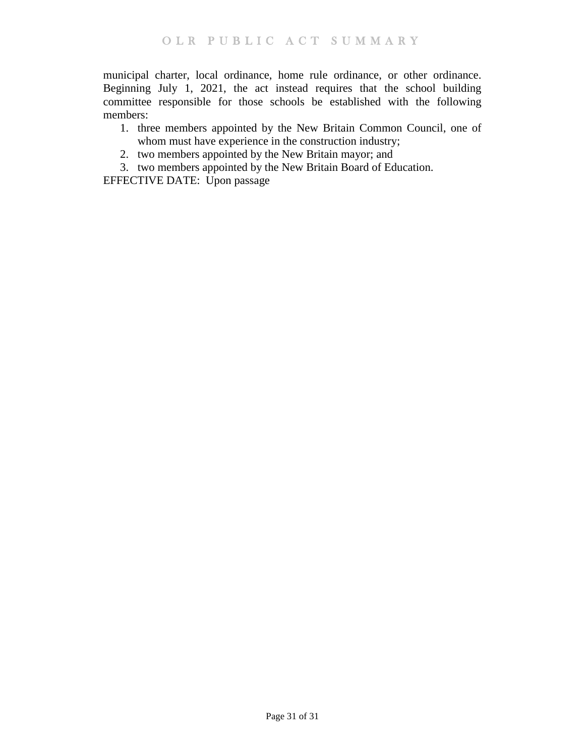municipal charter, local ordinance, home rule ordinance, or other ordinance. Beginning July 1, 2021, the act instead requires that the school building committee responsible for those schools be established with the following members:

1. three members appointed by the New Britain Common Council, one of whom must have experience in the construction industry;
2. two members appointed by the New Britain mayor; and
3. two members appointed by the New Britain Board of Education.

EFFECTIVE DATE: Upon passage